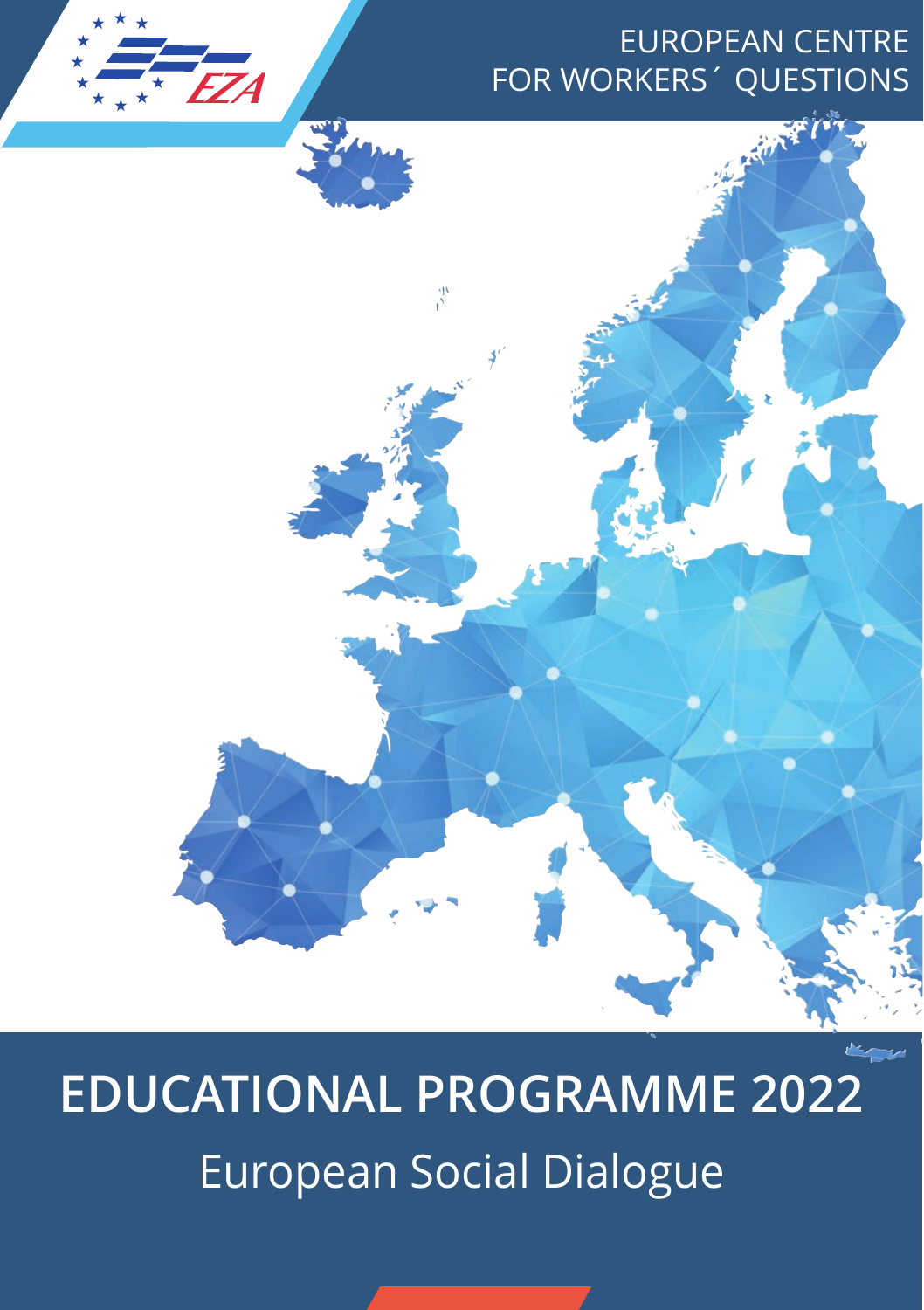EUROPEAN CENTRE FOR WORKERS´ QUESTIONS

# EDUCATIONAL PROGRAMME 2022

## European Social Dialogue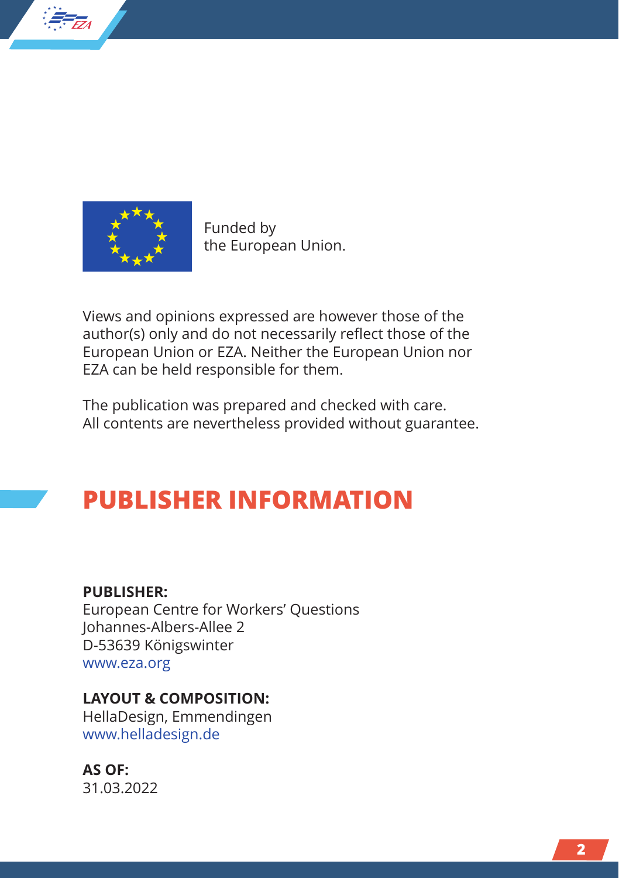Funded by
the European Union.

Views and opinions expressed are however those of the author(s) only and do not necessarily reflect those of the European Union or EZA. Neither the European Union nor EZA can be held responsible for them.

The publication was prepared and checked with care.
All contents are nevertheless provided without guarantee.

# PUBLISHER INFORMATION

**PUBLISHER:**
European Centre for Workers' Questions
Johannes-Albers-Allee 2
D-53639 Königswinter
www.eza.org

**LAYOUT & COMPOSITION:**
HellaDesign, Emmendingen
www.helladesign.de

**AS OF:**
31.03.2022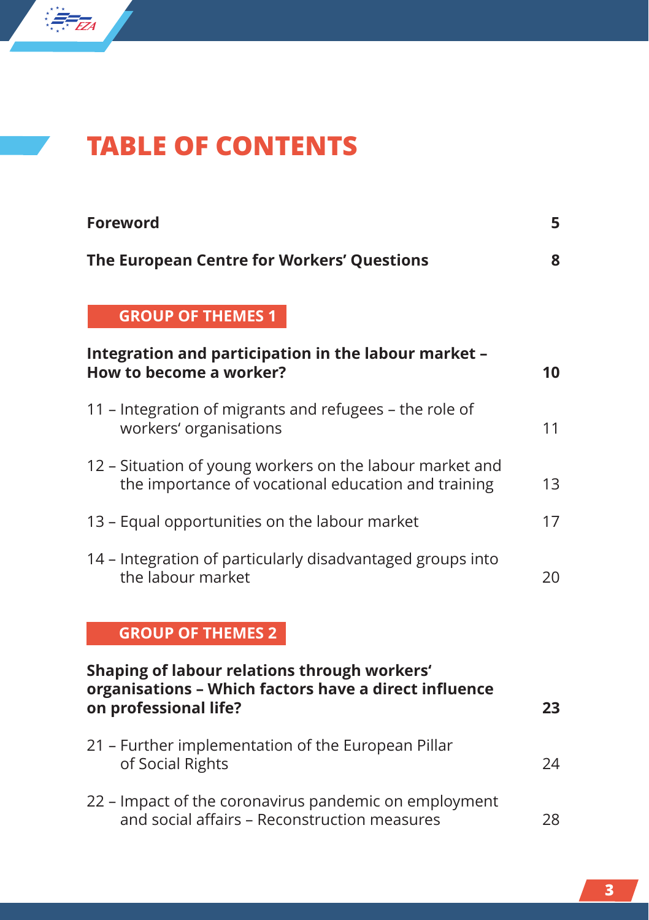# TABLE OF CONTENTS

**Foreword** **5**

**The European Centre for Workers' Questions** **8**

## GROUP OF THEMES 1

**Integration and participation in the labour market – How to become a worker?** **10**

11 – Integration of migrants and refugees – the role of workers' organisations 11

12 – Situation of young workers on the labour market and the importance of vocational education and training 13

13 – Equal opportunities on the labour market 17

14 – Integration of particularly disadvantaged groups into the labour market 20

## GROUP OF THEMES 2

**Shaping of labour relations through workers' organisations – Which factors have a direct influence on professional life?** **23**

21 – Further implementation of the European Pillar of Social Rights 24

22 – Impact of the coronavirus pandemic on employment and social affairs – Reconstruction measures 28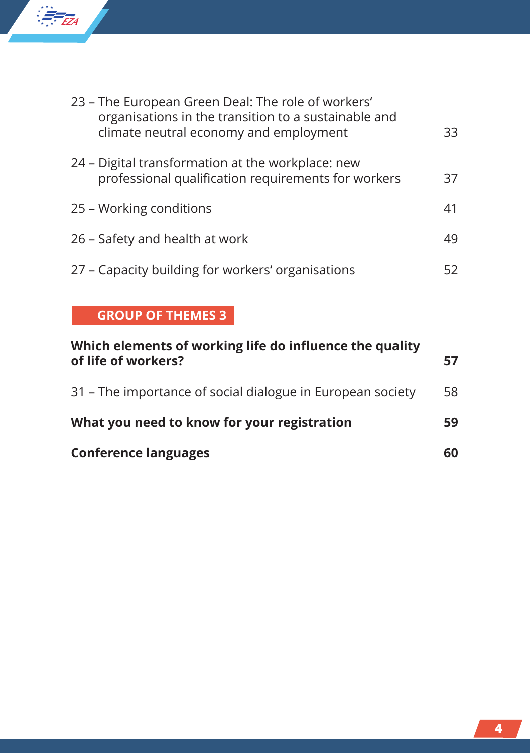23 – The European Green Deal: The role of workers' organisations in the transition to a sustainable and climate neutral economy and employment 33

24 – Digital transformation at the workplace: new professional qualification requirements for workers 37

25 – Working conditions 41

26 – Safety and health at work 49

27 – Capacity building for workers' organisations 52

## GROUP OF THEMES 3

**Which elements of working life do influence the quality of life of workers? 57**

31 – The importance of social dialogue in European society 58

**What you need to know for your registration 59**

**Conference languages 60**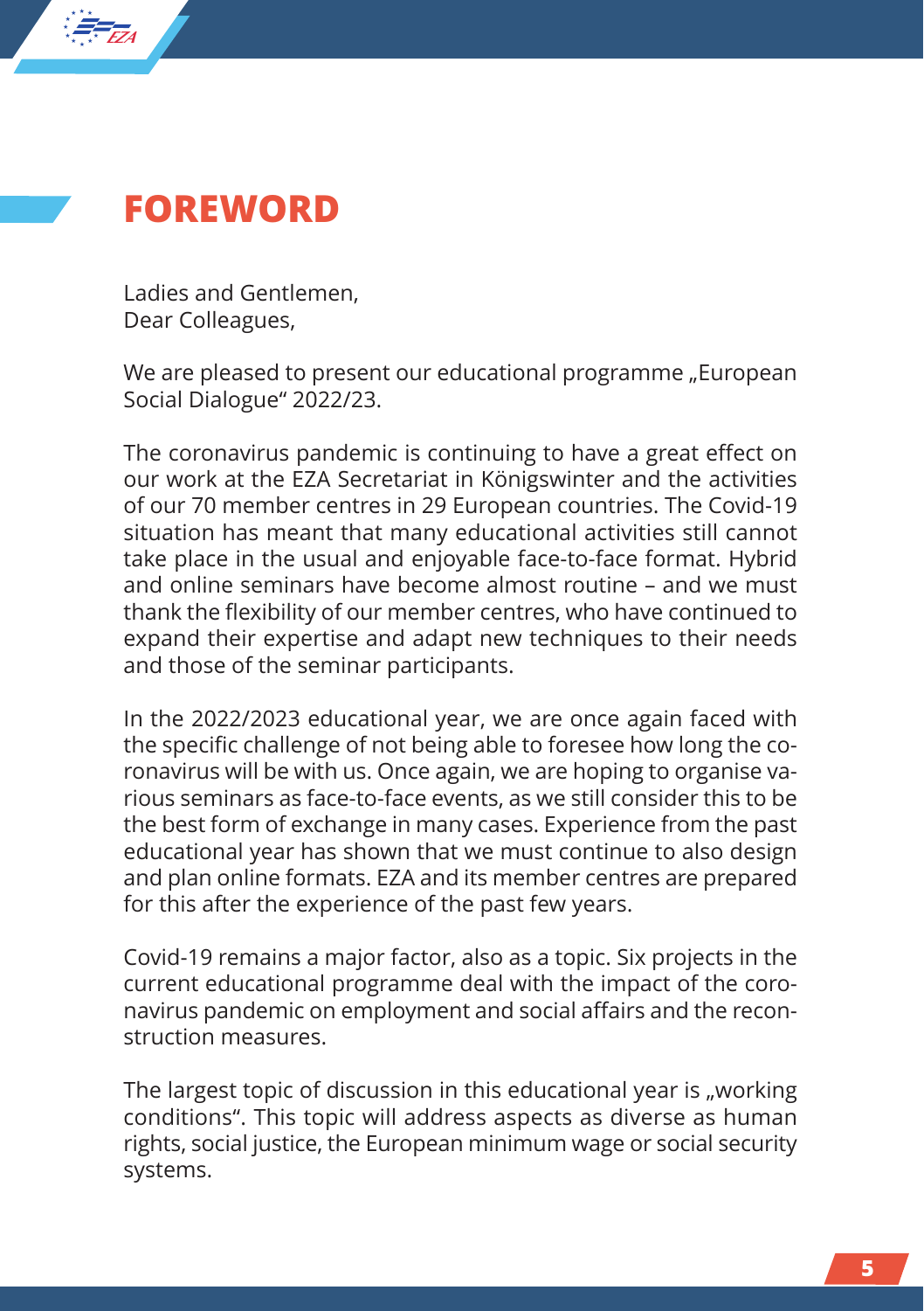# FOREWORD

Ladies and Gentlemen,
Dear Colleagues,

We are pleased to present our educational programme „European Social Dialogue" 2022/23.

The coronavirus pandemic is continuing to have a great effect on our work at the EZA Secretariat in Königswinter and the activities of our 70 member centres in 29 European countries. The Covid-19 situation has meant that many educational activities still cannot take place in the usual and enjoyable face-to-face format. Hybrid and online seminars have become almost routine – and we must thank the flexibility of our member centres, who have continued to expand their expertise and adapt new techniques to their needs and those of the seminar participants.

In the 2022/2023 educational year, we are once again faced with the specific challenge of not being able to foresee how long the coronavirus will be with us. Once again, we are hoping to organise various seminars as face-to-face events, as we still consider this to be the best form of exchange in many cases. Experience from the past educational year has shown that we must continue to also design and plan online formats. EZA and its member centres are prepared for this after the experience of the past few years.

Covid-19 remains a major factor, also as a topic. Six projects in the current educational programme deal with the impact of the coronavirus pandemic on employment and social affairs and the reconstruction measures.

The largest topic of discussion in this educational year is „working conditions". This topic will address aspects as diverse as human rights, social justice, the European minimum wage or social security systems.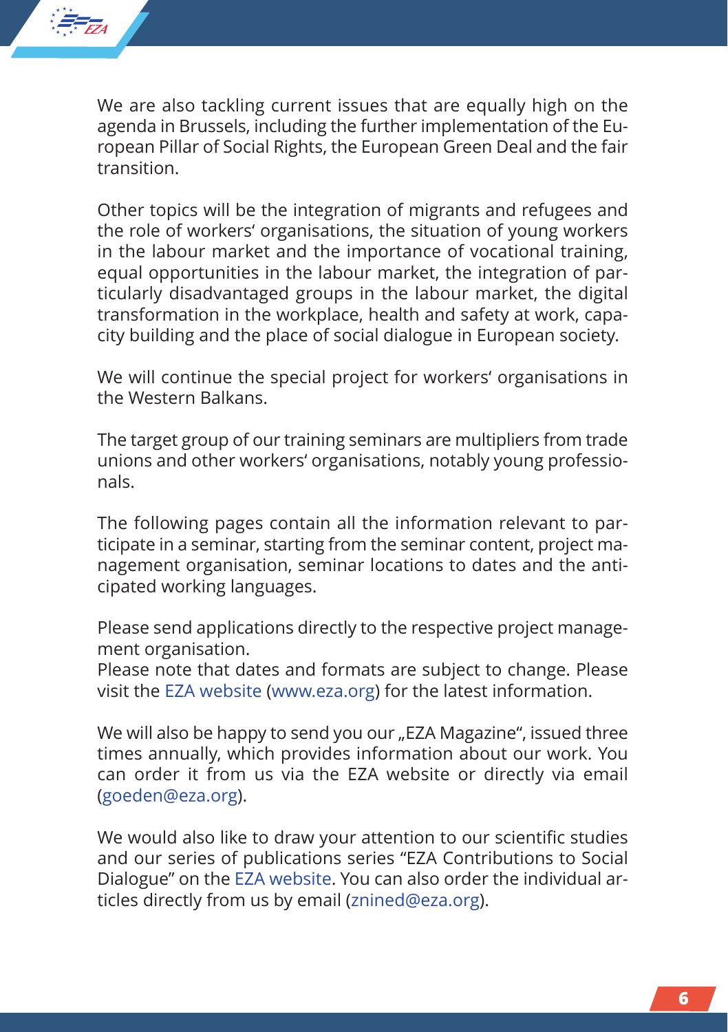We are also tackling current issues that are equally high on the agenda in Brussels, including the further implementation of the European Pillar of Social Rights, the European Green Deal and the fair transition.

Other topics will be the integration of migrants and refugees and the role of workers‘ organisations, the situation of young workers in the labour market and the importance of vocational training, equal opportunities in the labour market, the integration of particularly disadvantaged groups in the labour market, the digital transformation in the workplace, health and safety at work, capacity building and the place of social dialogue in European society.

We will continue the special project for workers‘ organisations in the Western Balkans.

The target group of our training seminars are multipliers from trade unions and other workers‘ organisations, notably young professionals.

The following pages contain all the information relevant to participate in a seminar, starting from the seminar content, project management organisation, seminar locations to dates and the anticipated working languages.

Please send applications directly to the respective project management organisation.
Please note that dates and formats are subject to change. Please visit the EZA website (www.eza.org) for the latest information.

We will also be happy to send you our „EZA Magazine", issued three times annually, which provides information about our work. You can order it from us via the EZA website or directly via email (goeden@eza.org).

We would also like to draw your attention to our scientific studies and our series of publications series "EZA Contributions to Social Dialogue" on the EZA website. You can also order the individual articles directly from us by email (znined@eza.org).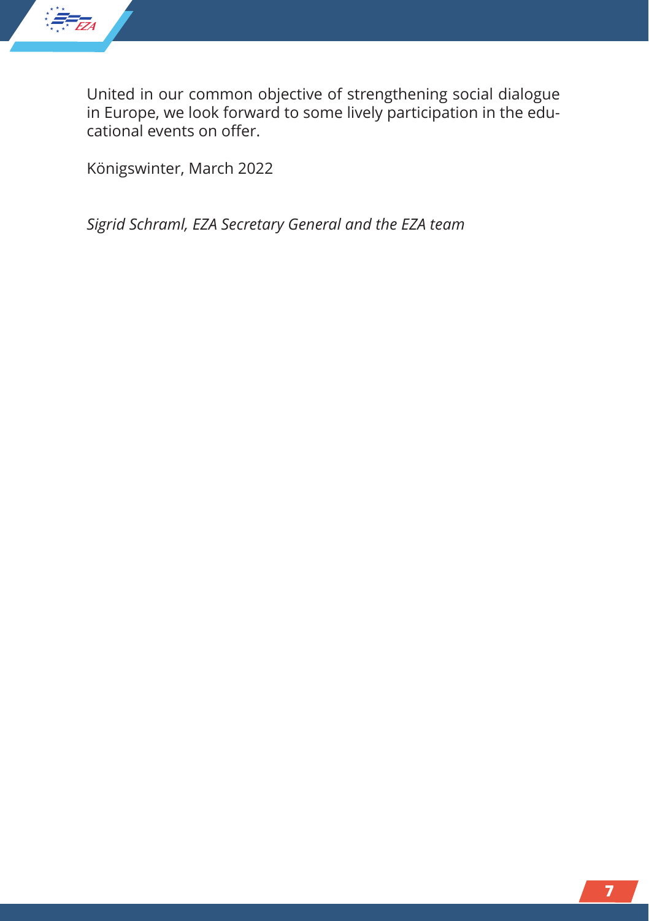United in our common objective of strengthening social dialogue in Europe, we look forward to some lively participation in the educational events on offer.

Königswinter, March 2022

*Sigrid Schraml, EZA Secretary General and the EZA team*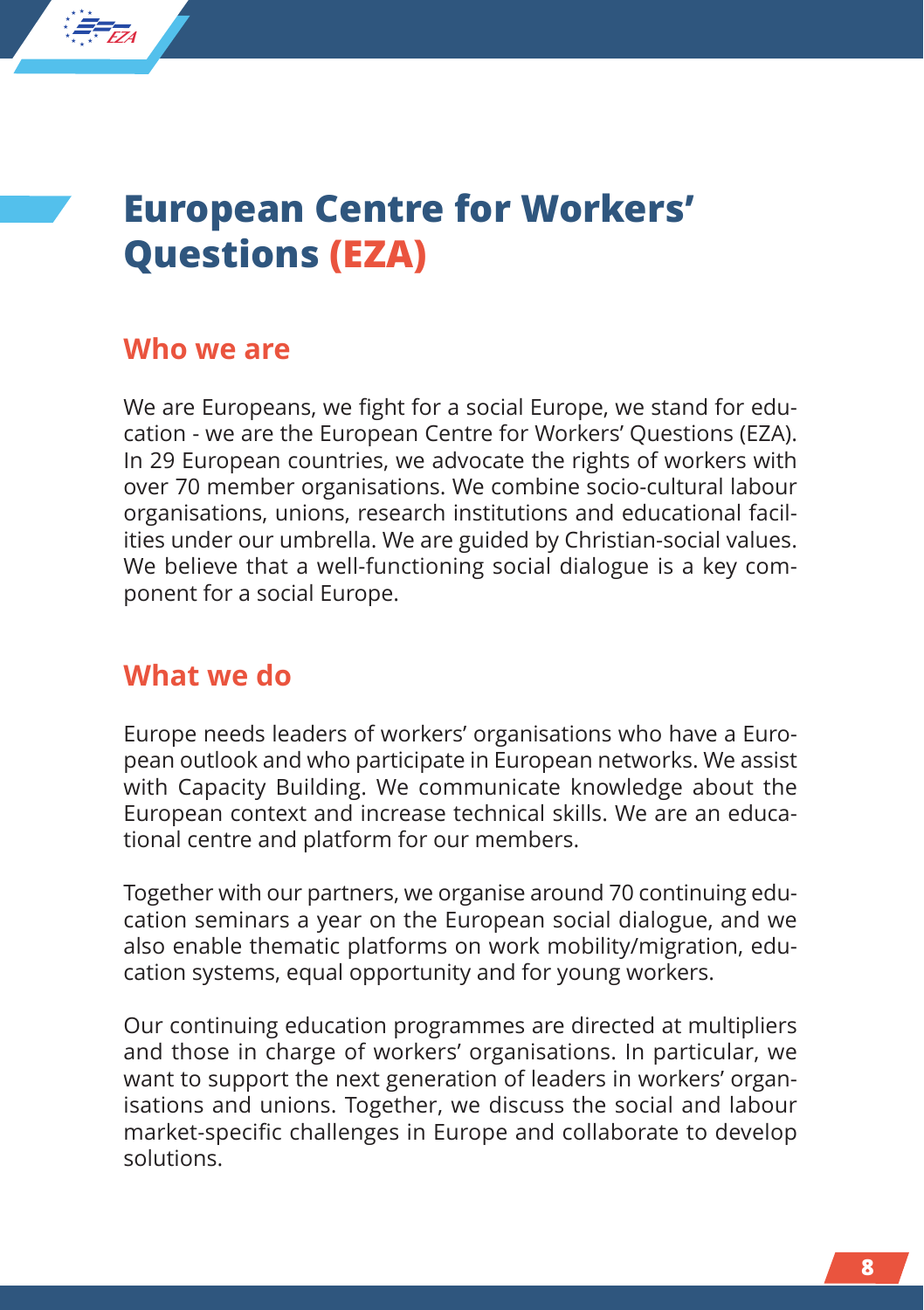# European Centre for Workers' Questions (EZA)

## Who we are

We are Europeans, we fight for a social Europe, we stand for education - we are the European Centre for Workers' Questions (EZA). In 29 European countries, we advocate the rights of workers with over 70 member organisations. We combine socio-cultural labour organisations, unions, research institutions and educational facilities under our umbrella. We are guided by Christian-social values. We believe that a well-functioning social dialogue is a key component for a social Europe.

## What we do

Europe needs leaders of workers' organisations who have a European outlook and who participate in European networks. We assist with Capacity Building. We communicate knowledge about the European context and increase technical skills. We are an educational centre and platform for our members.

Together with our partners, we organise around 70 continuing education seminars a year on the European social dialogue, and we also enable thematic platforms on work mobility/migration, education systems, equal opportunity and for young workers.

Our continuing education programmes are directed at multipliers and those in charge of workers' organisations. In particular, we want to support the next generation of leaders in workers' organisations and unions. Together, we discuss the social and labour market-specific challenges in Europe and collaborate to develop solutions.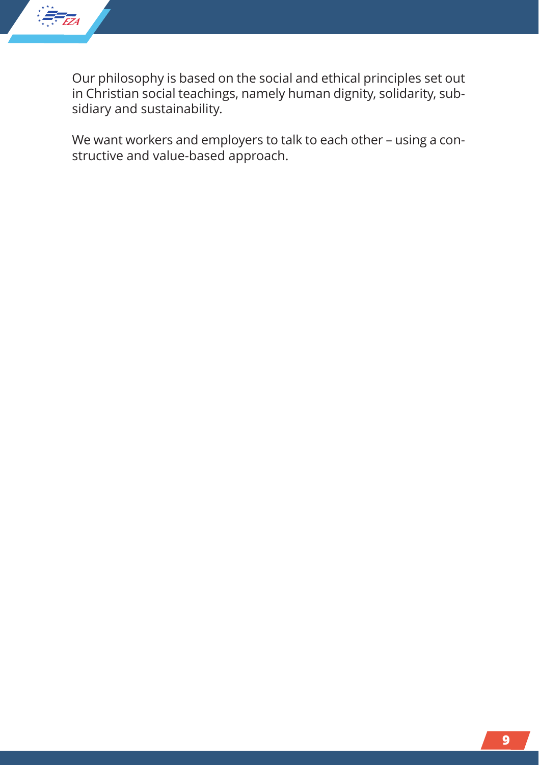Our philosophy is based on the social and ethical principles set out in Christian social teachings, namely human dignity, solidarity, subsidiary and sustainability.

We want workers and employers to talk to each other – using a constructive and value-based approach.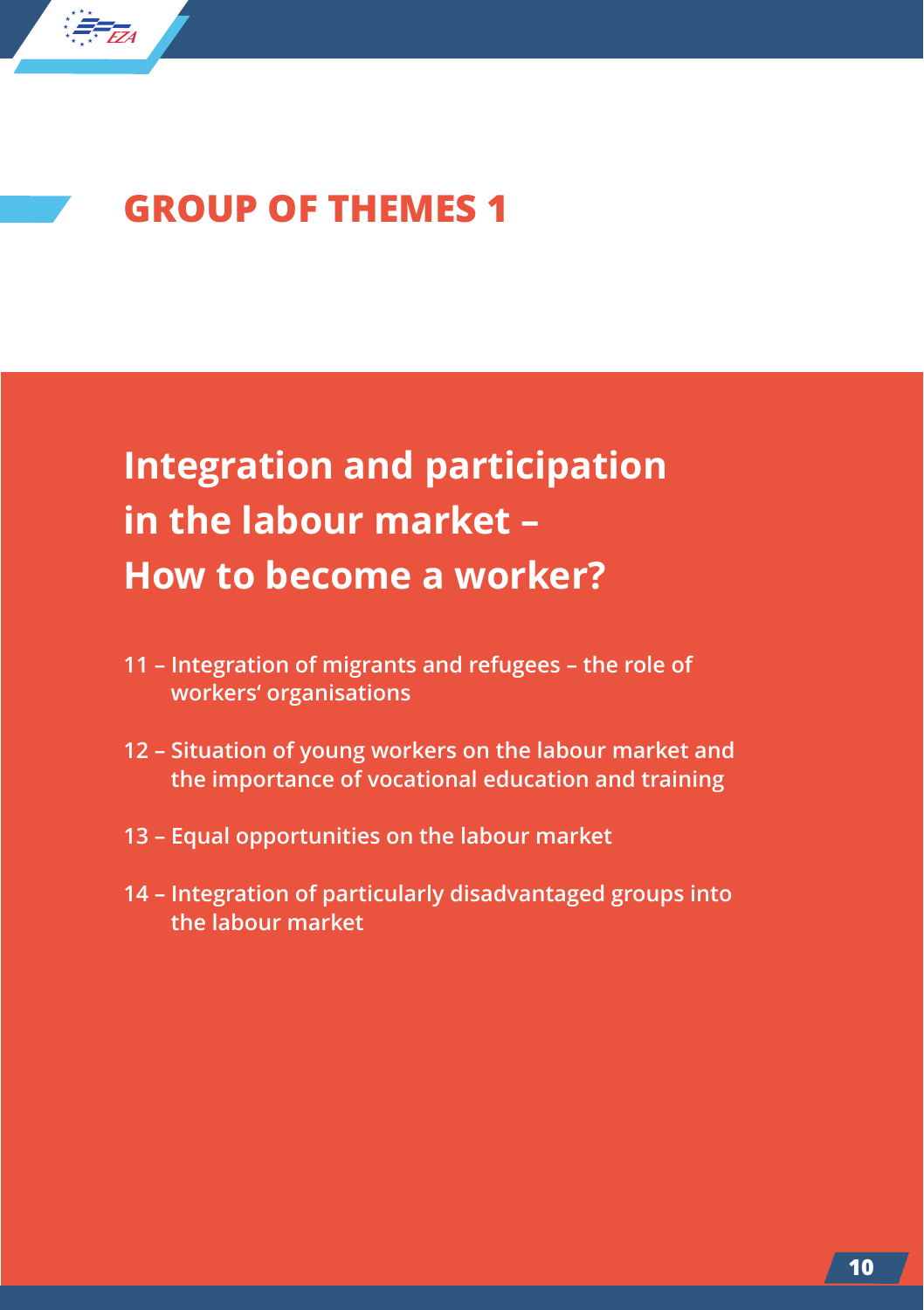# GROUP OF THEMES 1

## Integration and participation in the labour market – How to become a worker?

- 11 – Integration of migrants and refugees – the role of workers' organisations
- 12 – Situation of young workers on the labour market and the importance of vocational education and training
- 13 – Equal opportunities on the labour market
- 14 – Integration of particularly disadvantaged groups into the labour market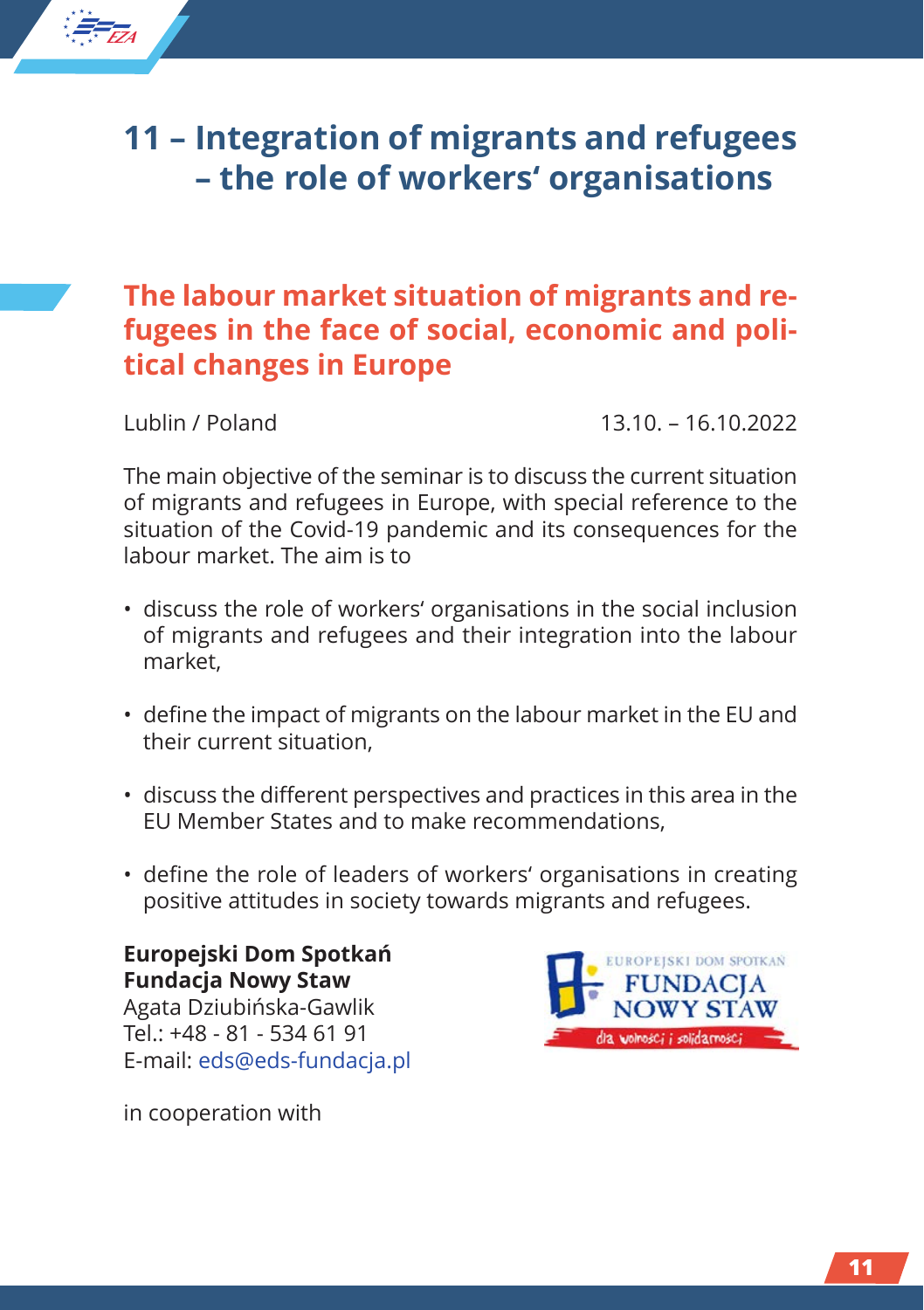# 11 – Integration of migrants and refugees – the role of workers' organisations

## The labour market situation of migrants and refugees in the face of social, economic and political changes in Europe

Lublin / Poland 13.10. – 16.10.2022

The main objective of the seminar is to discuss the current situation of migrants and refugees in Europe, with special reference to the situation of the Covid-19 pandemic and its consequences for the labour market. The aim is to

- discuss the role of workers' organisations in the social inclusion of migrants and refugees and their integration into the labour market,
- define the impact of migrants on the labour market in the EU and their current situation,
- discuss the different perspectives and practices in this area in the EU Member States and to make recommendations,
- define the role of leaders of workers' organisations in creating positive attitudes in society towards migrants and refugees.

**Europejski Dom Spotkań**
**Fundacja Nowy Staw**
Agata Dziubińska-Gawlik
Tel.: +48 - 81 - 534 61 91
E-mail: eds@eds-fundacja.pl

in cooperation with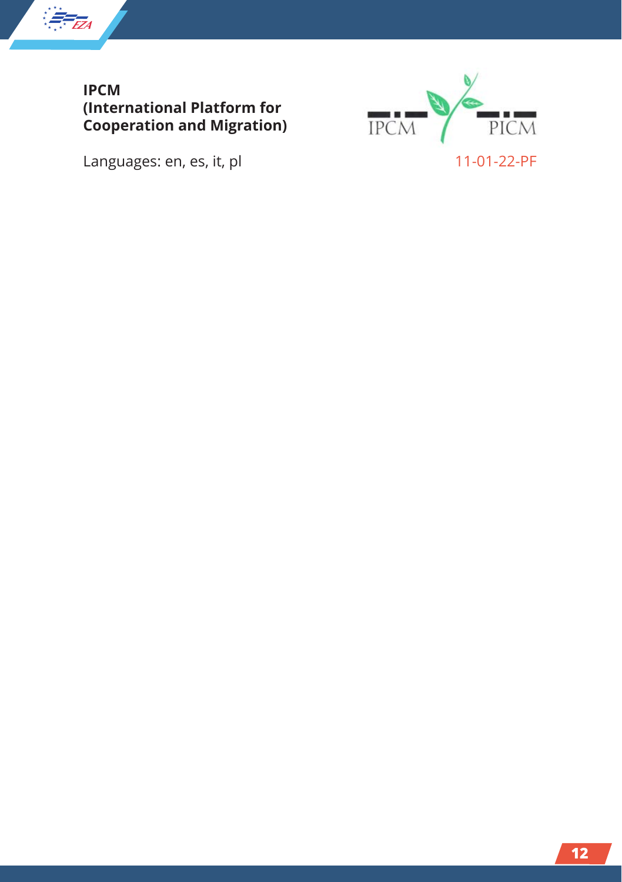**IPCM**
**(International Platform for Cooperation and Migration)**

Languages: en, es, it, pl

11-01-22-PF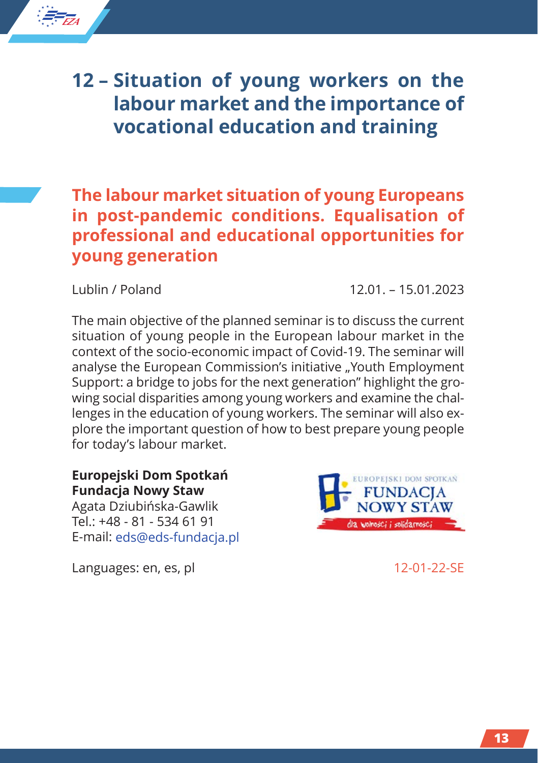# 12 – Situation of young workers on the labour market and the importance of vocational education and training

## The labour market situation of young Europeans in post-pandemic conditions. Equalisation of professional and educational opportunities for young generation

Lublin / Poland 12.01. – 15.01.2023

The main objective of the planned seminar is to discuss the current situation of young people in the European labour market in the context of the socio-economic impact of Covid-19. The seminar will analyse the European Commission's initiative „Youth Employment Support: a bridge to jobs for the next generation" highlight the growing social disparities among young workers and examine the challenges in the education of young workers. The seminar will also explore the important question of how to best prepare young people for today's labour market.

**Europejski Dom Spotkań**
**Fundacja Nowy Staw**
Agata Dziubińska-Gawlik
Tel.: +48 - 81 - 534 61 91
E-mail: eds@eds-fundacja.pl

Languages: en, es, pl 12-01-22-SE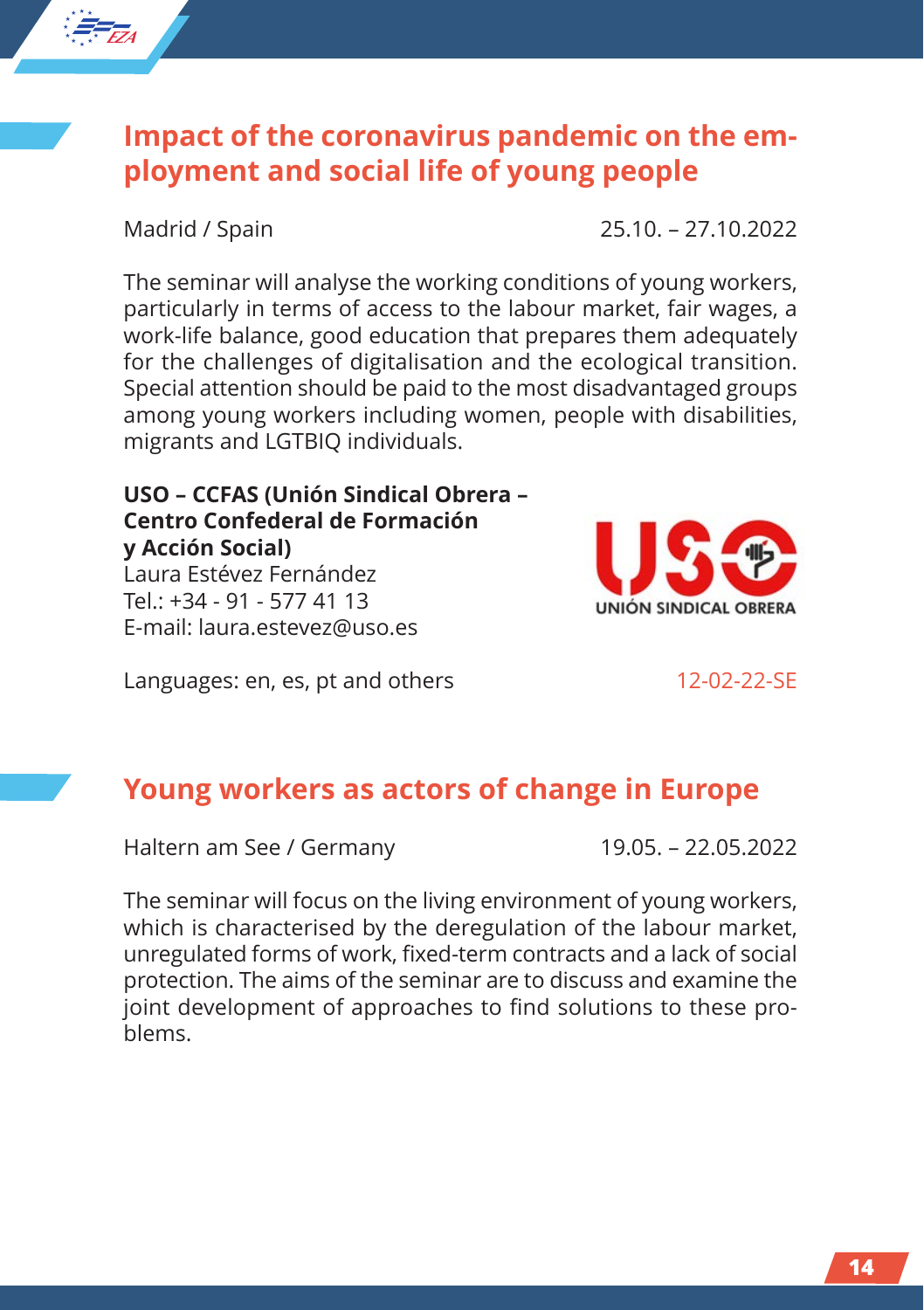## Impact of the coronavirus pandemic on the employment and social life of young people

Madrid / Spain 25.10. – 27.10.2022

The seminar will analyse the working conditions of young workers, particularly in terms of access to the labour market, fair wages, a work-life balance, good education that prepares them adequately for the challenges of digitalisation and the ecological transition. Special attention should be paid to the most disadvantaged groups among young workers including women, people with disabilities, migrants and LGTBIQ individuals.

**USO – CCFAS (Unión Sindical Obrera – Centro Confederal de Formación y Acción Social)**
Laura Estévez Fernández
Tel.: +34 - 91 - 577 41 13
E-mail: laura.estevez@uso.es

Languages: en, es, pt and others 12-02-22-SE

## Young workers as actors of change in Europe

Haltern am See / Germany 19.05. – 22.05.2022

The seminar will focus on the living environment of young workers, which is characterised by the deregulation of the labour market, unregulated forms of work, fixed-term contracts and a lack of social protection. The aims of the seminar are to discuss and examine the joint development of approaches to find solutions to these problems.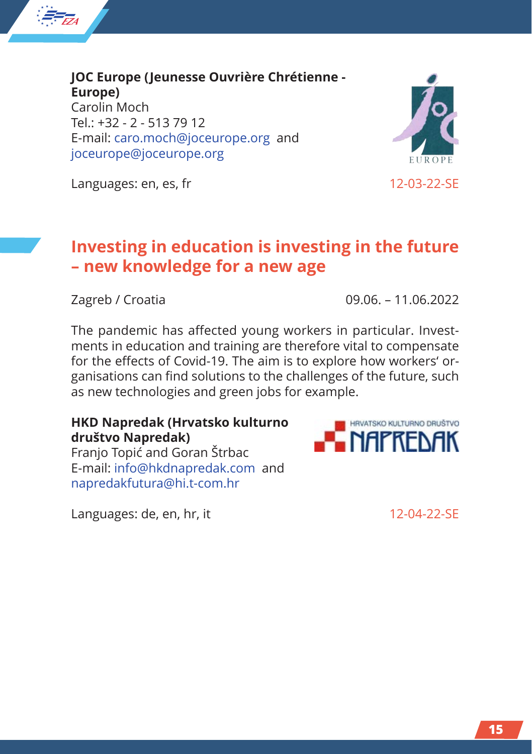**JOC Europe (Jeunesse Ouvrière Chrétienne - Europe)**
Carolin Moch
Tel.: +32 - 2 - 513 79 12
E-mail: caro.moch@joceurope.org and joceurope@joceurope.org

Languages: en, es, fr

12-03-22-SE

## Investing in education is investing in the future – new knowledge for a new age

Zagreb / Croatia

09.06. – 11.06.2022

The pandemic has affected young workers in particular. Investments in education and training are therefore vital to compensate for the effects of Covid-19. The aim is to explore how workers' organisations can find solutions to the challenges of the future, such as new technologies and green jobs for example.

**HKD Napredak (Hrvatsko kulturno društvo Napredak)**
Franjo Topić and Goran Štrbac
E-mail: info@hkdnapredak.com and napredakfutura@hi.t-com.hr

Languages: de, en, hr, it

12-04-22-SE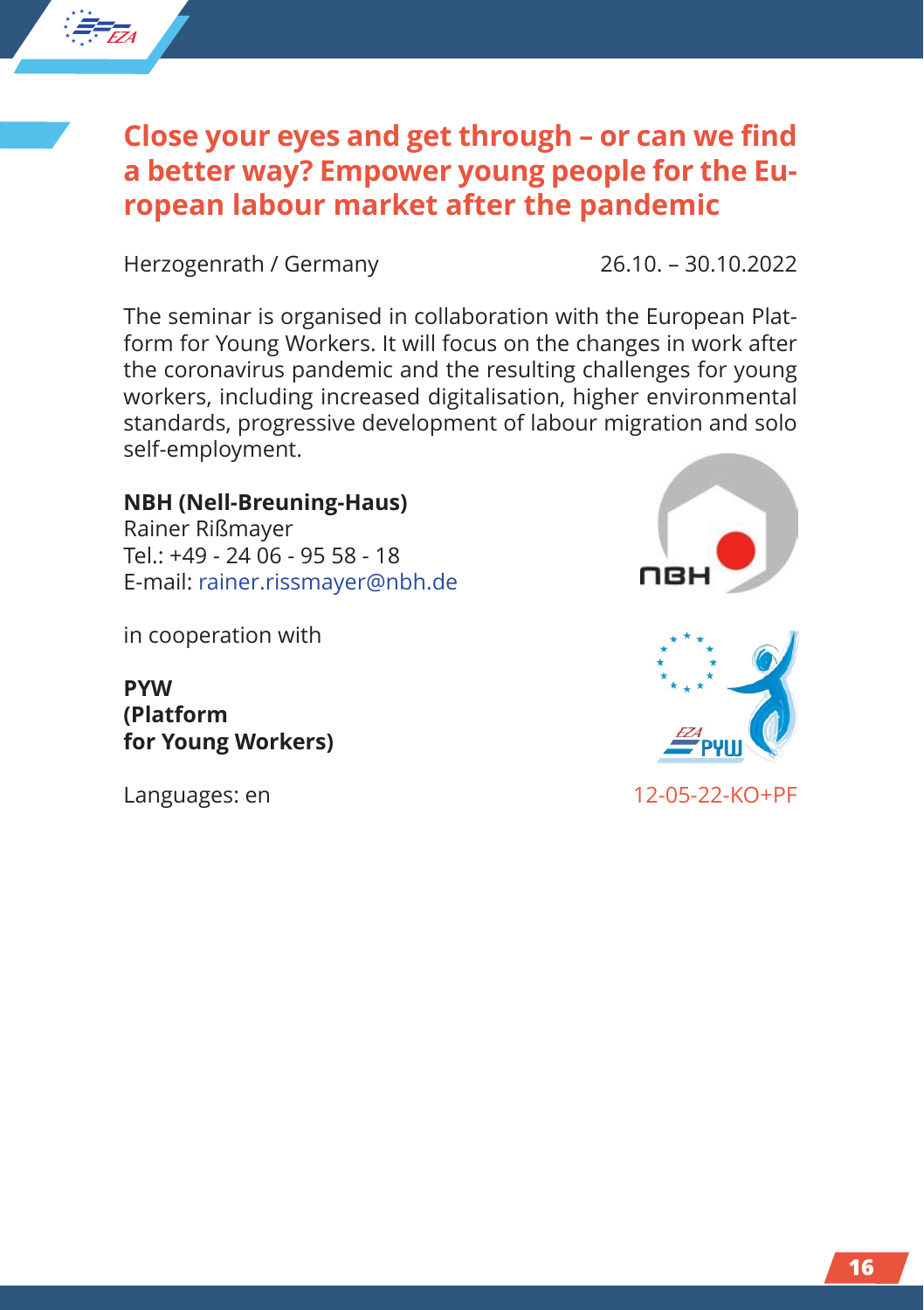## Close your eyes and get through – or can we find a better way? Empower young people for the European labour market after the pandemic

Herzogenrath / Germany 26.10. – 30.10.2022

The seminar is organised in collaboration with the European Platform for Young Workers. It will focus on the changes in work after the coronavirus pandemic and the resulting challenges for young workers, including increased digitalisation, higher environmental standards, progressive development of labour migration and solo self-employment.

**NBH (Nell-Breuning-Haus)**
Rainer Rißmayer
Tel.: +49 - 24 06 - 95 58 - 18
E-mail: rainer.rissmayer@nbh.de

in cooperation with

**PYW**
**(Platform**
**for Young Workers)**

Languages: en

12-05-22-KO+PF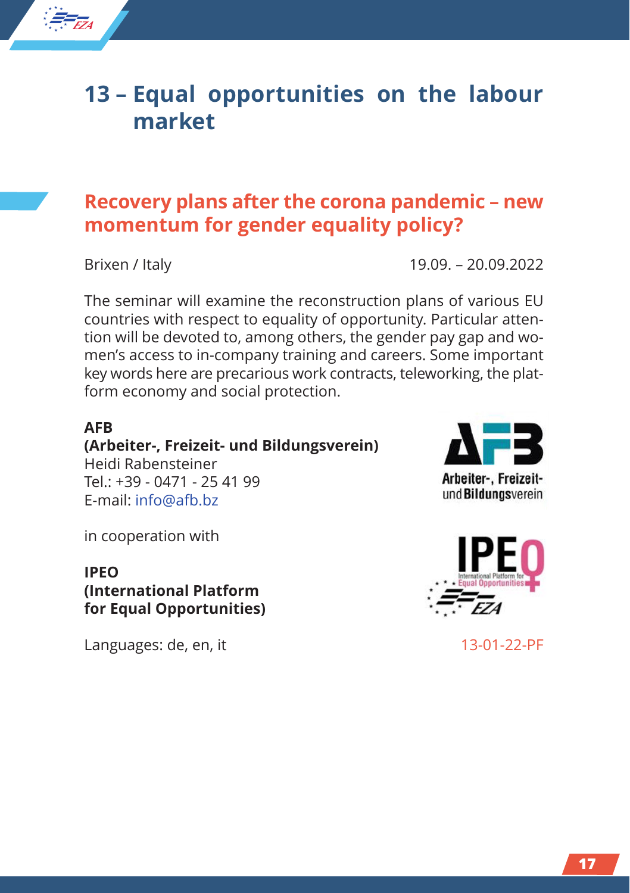# 13 – Equal opportunities on the labour market

## Recovery plans after the corona pandemic – new momentum for gender equality policy?

Brixen / Italy 19.09. – 20.09.2022

The seminar will examine the reconstruction plans of various EU countries with respect to equality of opportunity. Particular attention will be devoted to, among others, the gender pay gap and women's access to in-company training and careers. Some important key words here are precarious work contracts, teleworking, the platform economy and social protection.

**AFB**
**(Arbeiter-, Freizeit- und Bildungsverein)**
Heidi Rabensteiner
Tel.: +39 - 0471 - 25 41 99
E-mail: info@afb.bz

in cooperation with

**IPEO**
**(International Platform for Equal Opportunities)**

Languages: de, en, it

13-01-22-PF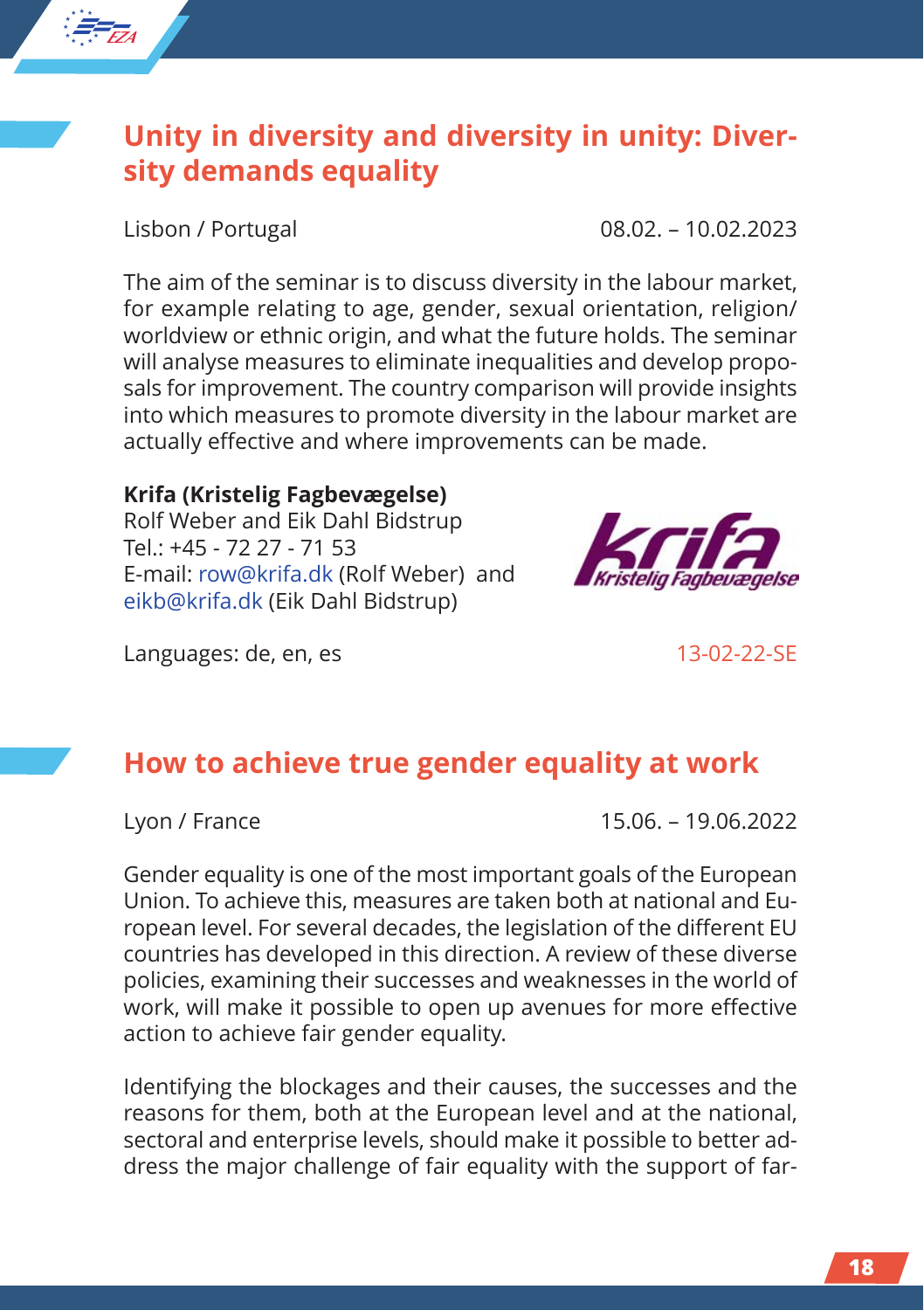## Unity in diversity and diversity in unity: Diversity demands equality

Lisbon / Portugal 08.02. – 10.02.2023

The aim of the seminar is to discuss diversity in the labour market, for example relating to age, gender, sexual orientation, religion/worldview or ethnic origin, and what the future holds. The seminar will analyse measures to eliminate inequalities and develop proposals for improvement. The country comparison will provide insights into which measures to promote diversity in the labour market are actually effective and where improvements can be made.

**Krifa (Kristelig Fagbevægelse)**
Rolf Weber and Eik Dahl Bidstrup
Tel.: +45 - 72 27 - 71 53
E-mail: row@krifa.dk (Rolf Weber) and eikb@krifa.dk (Eik Dahl Bidstrup)

Languages: de, en, es 13-02-22-SE

## How to achieve true gender equality at work

Lyon / France 15.06. – 19.06.2022

Gender equality is one of the most important goals of the European Union. To achieve this, measures are taken both at national and European level. For several decades, the legislation of the different EU countries has developed in this direction. A review of these diverse policies, examining their successes and weaknesses in the world of work, will make it possible to open up avenues for more effective action to achieve fair gender equality.

Identifying the blockages and their causes, the successes and the reasons for them, both at the European level and at the national, sectoral and enterprise levels, should make it possible to better address the major challenge of fair equality with the support of far-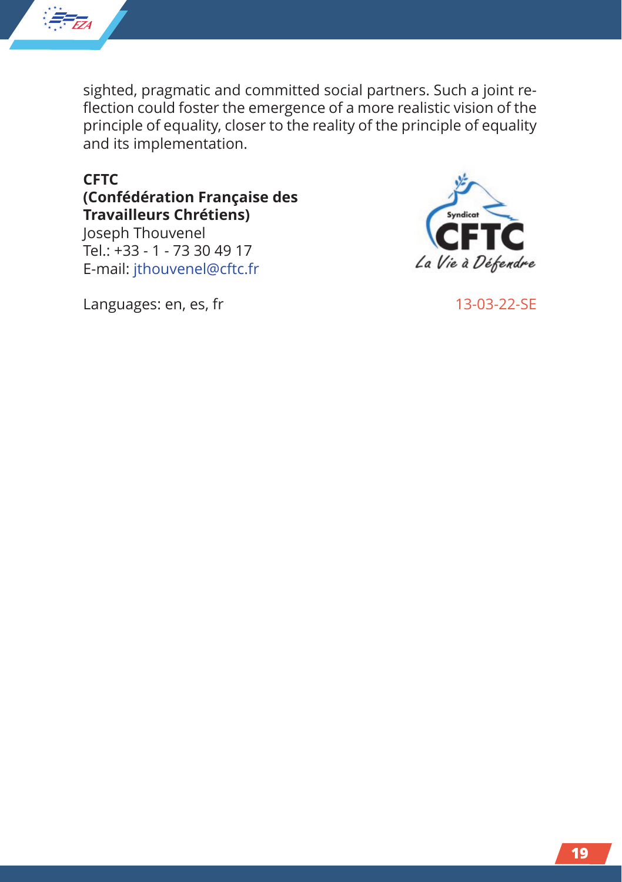sighted, pragmatic and committed social partners. Such a joint reflection could foster the emergence of a more realistic vision of the principle of equality, closer to the reality of the principle of equality and its implementation.

**CFTC**
**(Confédération Française des Travailleurs Chrétiens)**
Joseph Thouvenel
Tel.: +33 - 1 - 73 30 49 17
E-mail: jthouvenel@cftc.fr

Languages: en, es, fr

13-03-22-SE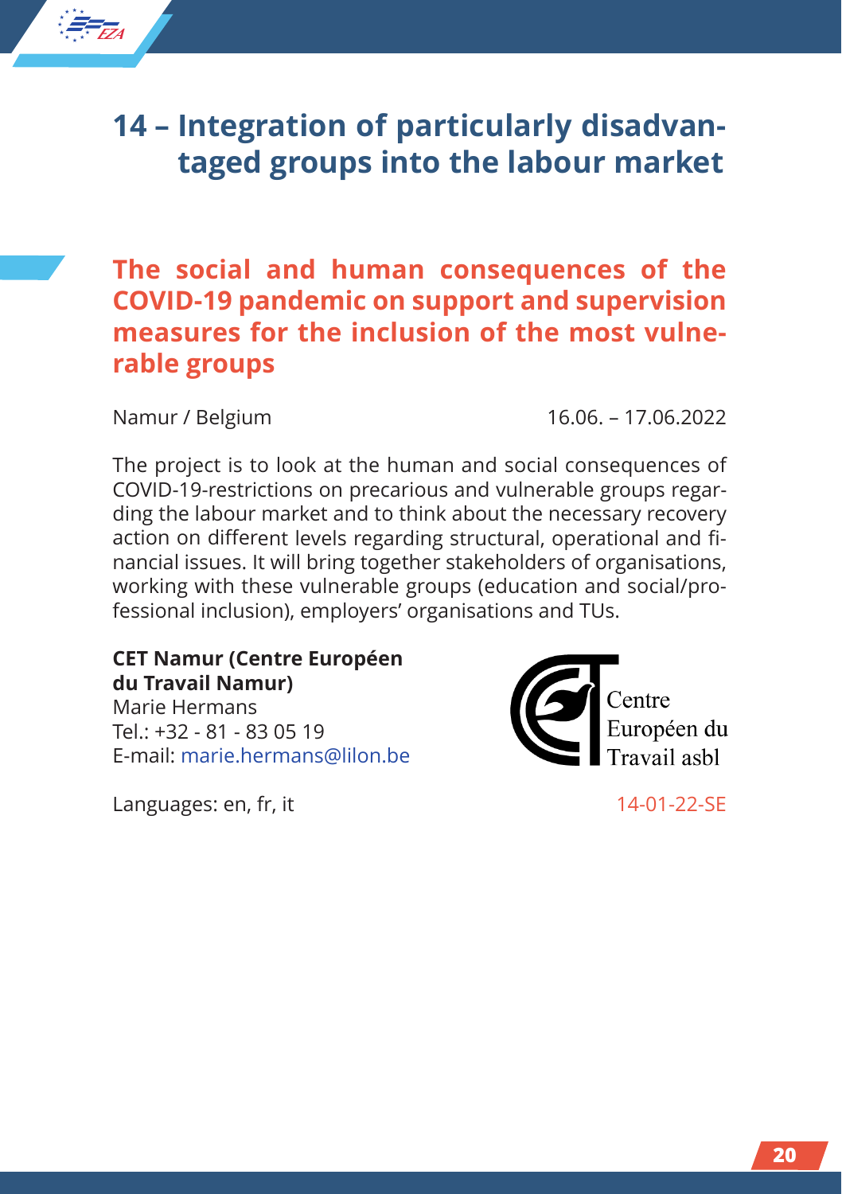# 14 – Integration of particularly disadvantaged groups into the labour market

## The social and human consequences of the COVID-19 pandemic on support and supervision measures for the inclusion of the most vulnerable groups

Namur / Belgium 16.06. – 17.06.2022

The project is to look at the human and social consequences of COVID-19-restrictions on precarious and vulnerable groups regarding the labour market and to think about the necessary recovery action on different levels regarding structural, operational and financial issues. It will bring together stakeholders of organisations, working with these vulnerable groups (education and social/professional inclusion), employers' organisations and TUs.

**CET Namur (Centre Européen du Travail Namur)**
Marie Hermans
Tel.: +32 - 81 - 83 05 19
E-mail: marie.hermans@lilon.be

Centre Européen du Travail asbl

Languages: en, fr, it

14-01-22-SE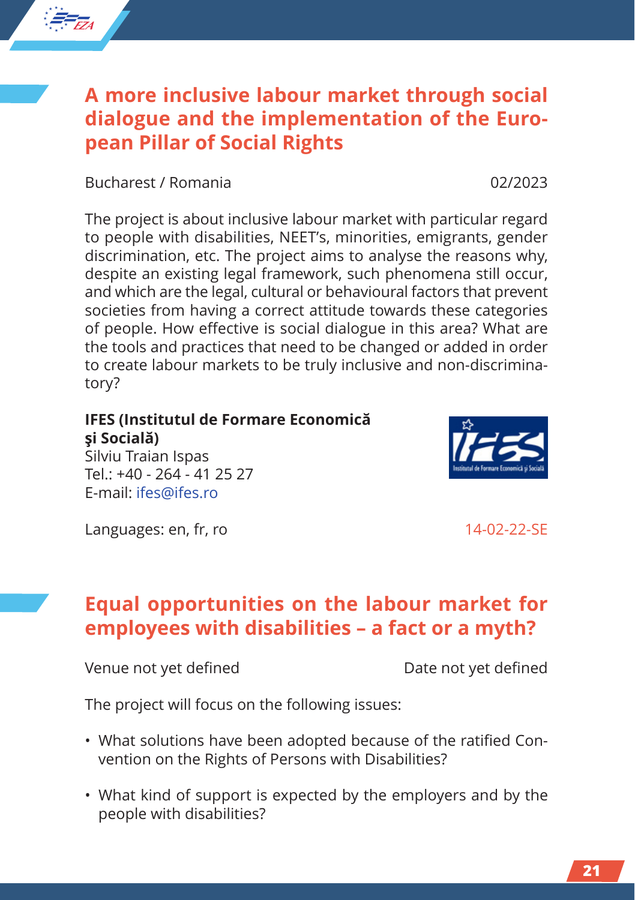## A more inclusive labour market through social dialogue and the implementation of the European Pillar of Social Rights

Bucharest / Romania 02/2023

The project is about inclusive labour market with particular regard to people with disabilities, NEET's, minorities, emigrants, gender discrimination, etc. The project aims to analyse the reasons why, despite an existing legal framework, such phenomena still occur, and which are the legal, cultural or behavioural factors that prevent societies from having a correct attitude towards these categories of people. How effective is social dialogue in this area? What are the tools and practices that need to be changed or added in order to create labour markets to be truly inclusive and non-discriminatory?

**IFES (Institutul de Formare Economică şi Socială)**
Silviu Traian Ispas
Tel.: +40 - 264 - 41 25 27
E-mail: ifes@ifes.ro

Languages: en, fr, ro 14-02-22-SE

## Equal opportunities on the labour market for employees with disabilities – a fact or a myth?

Venue not yet defined Date not yet defined

The project will focus on the following issues:

- What solutions have been adopted because of the ratified Convention on the Rights of Persons with Disabilities?
- What kind of support is expected by the employers and by the people with disabilities?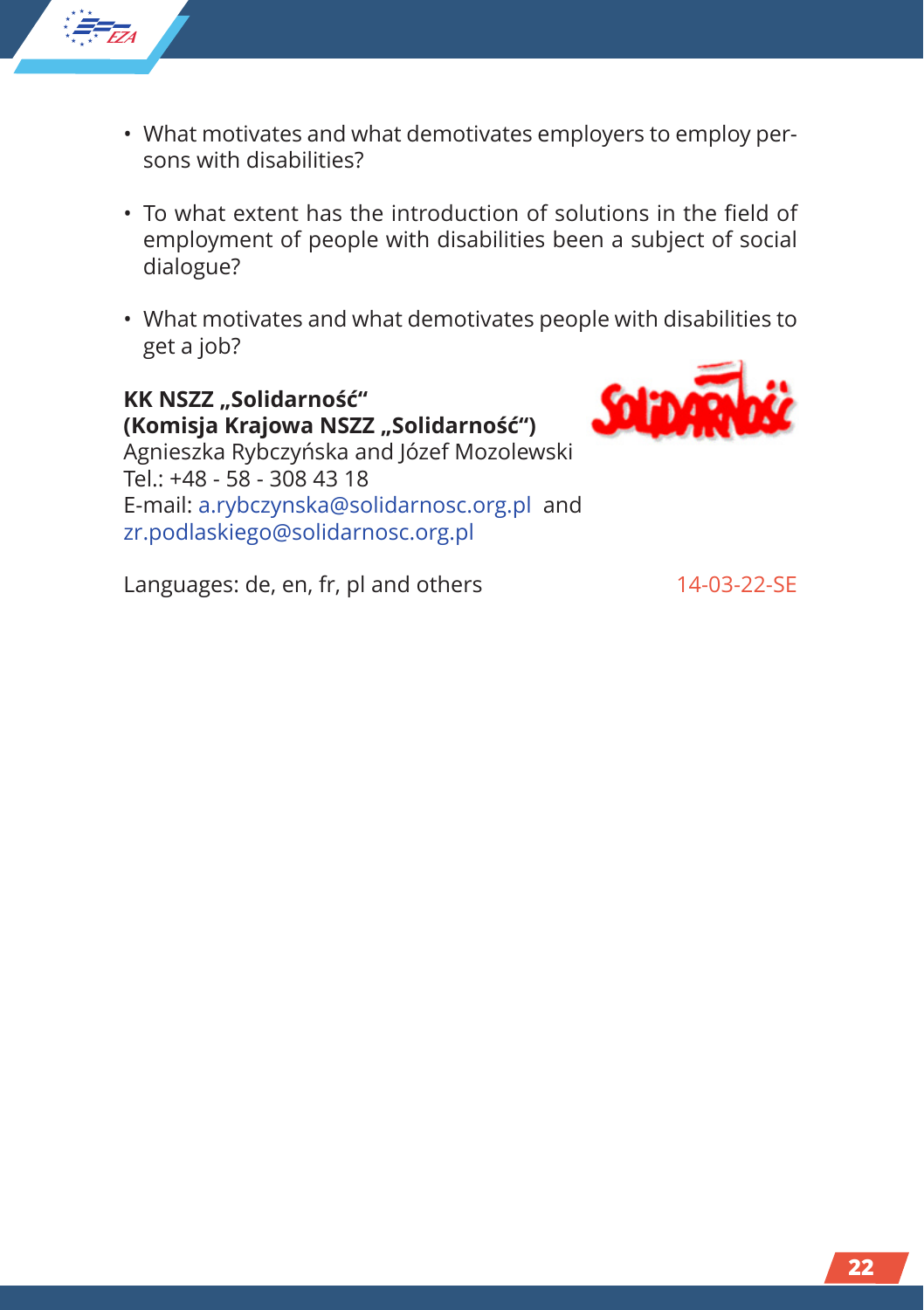- What motivates and what demotivates employers to employ persons with disabilities?
- To what extent has the introduction of solutions in the field of employment of people with disabilities been a subject of social dialogue?
- What motivates and what demotivates people with disabilities to get a job?

**KK NSZZ „Solidarność“**
**(Komisja Krajowa NSZZ „Solidarność“)**
Agnieszka Rybczyńska and Józef Mozolewski
Tel.: +48 - 58 - 308 43 18
E-mail: a.rybczynska@solidarnosc.org.pl and zr.podlaskiego@solidarnosc.org.pl

Languages: de, en, fr, pl and others

14-03-22-SE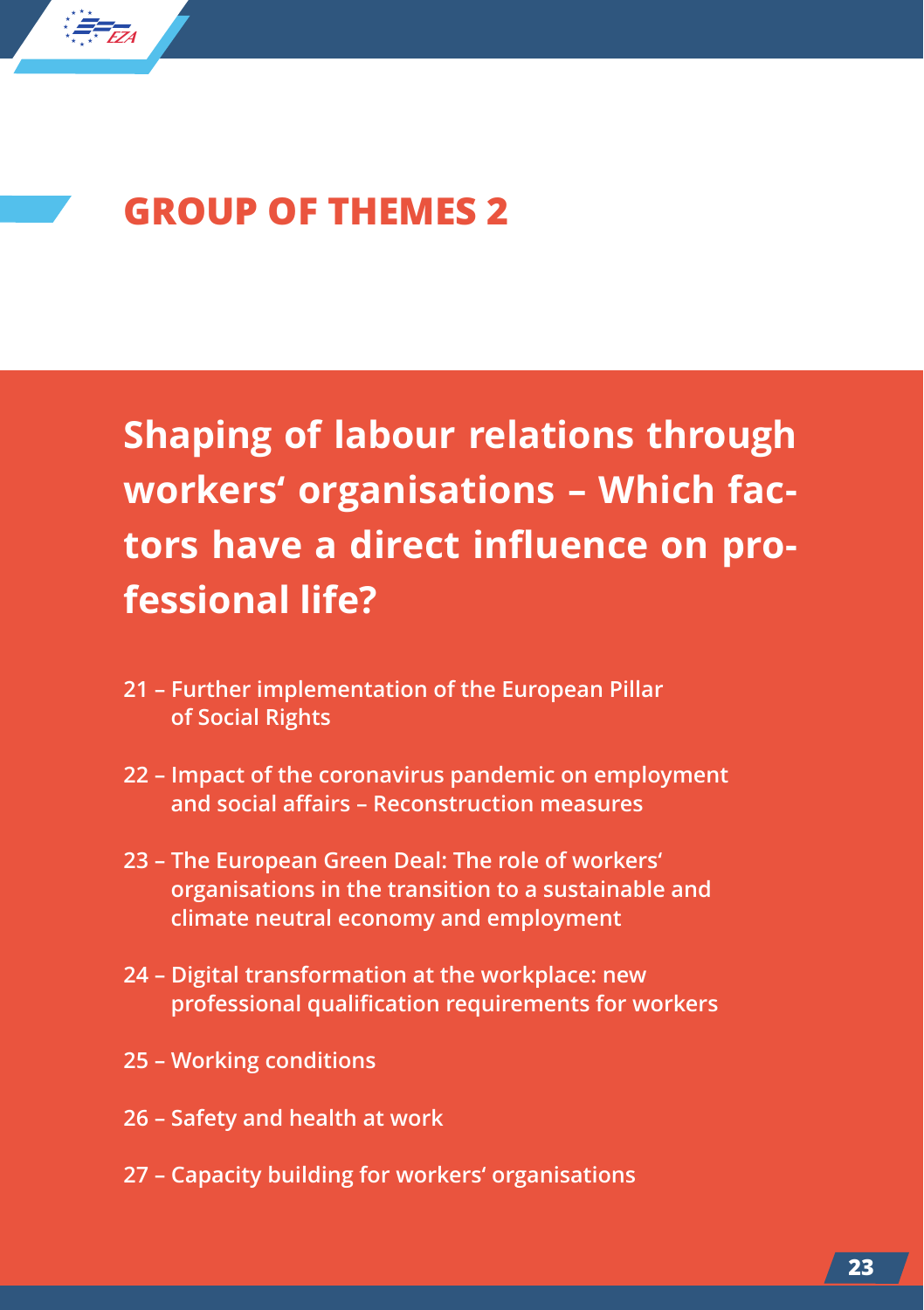# GROUP OF THEMES 2

## Shaping of labour relations through workers' organisations – Which factors have a direct influence on professional life?

- 21 – Further implementation of the European Pillar of Social Rights
- 22 – Impact of the coronavirus pandemic on employment and social affairs – Reconstruction measures
- 23 – The European Green Deal: The role of workers' organisations in the transition to a sustainable and climate neutral economy and employment
- 24 – Digital transformation at the workplace: new professional qualification requirements for workers
- 25 – Working conditions
- 26 – Safety and health at work
- 27 – Capacity building for workers' organisations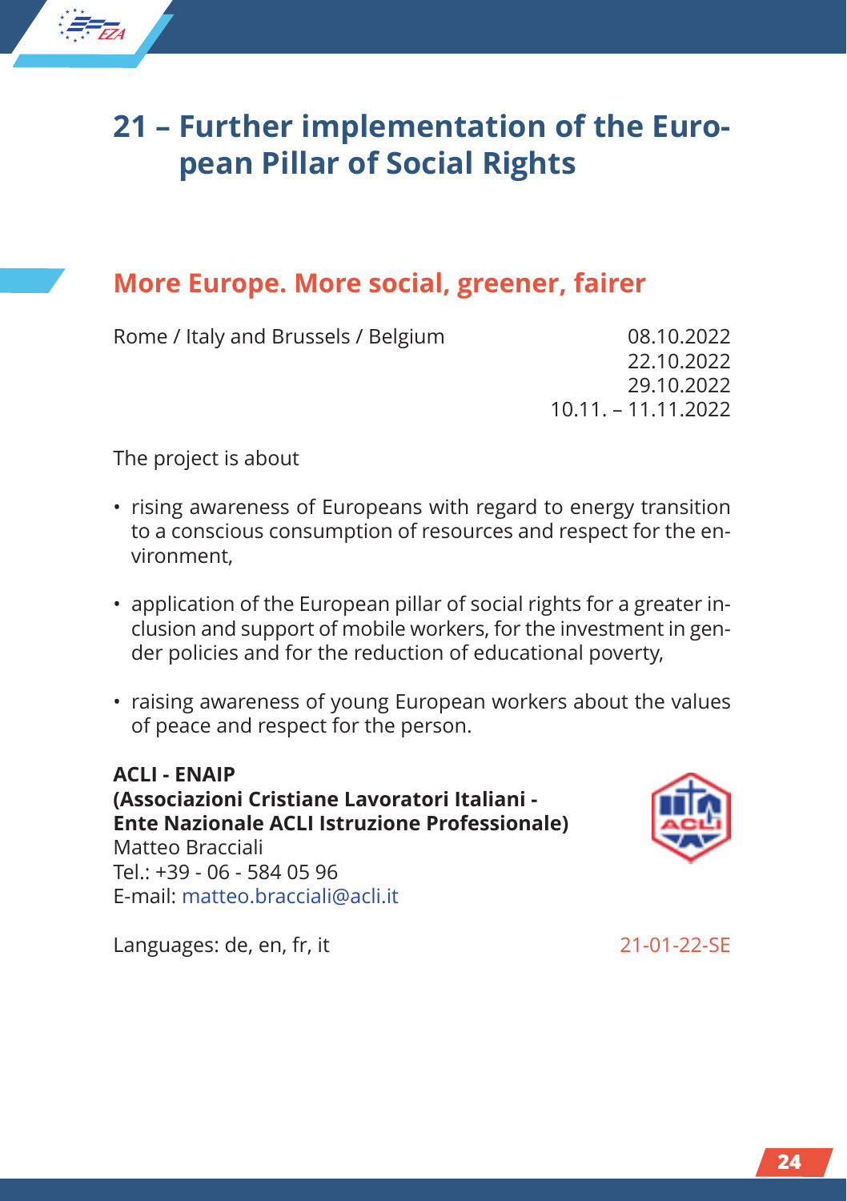# 21 – Further implementation of the European Pillar of Social Rights

## More Europe. More social, greener, fairer

Rome / Italy and Brussels / Belgium

08.10.2022
22.10.2022
29.10.2022
10.11. – 11.11.2022

The project is about

- rising awareness of Europeans with regard to energy transition to a conscious consumption of resources and respect for the environment,
- application of the European pillar of social rights for a greater inclusion and support of mobile workers, for the investment in gender policies and for the reduction of educational poverty,
- raising awareness of young European workers about the values of peace and respect for the person.

**ACLI - ENAIP**
**(Associazioni Cristiane Lavoratori Italiani - Ente Nazionale ACLI Istruzione Professionale)**
Matteo Bracciali
Tel.: +39 - 06 - 584 05 96
E-mail: matteo.bracciali@acli.it

Languages: de, en, fr, it

21-01-22-SE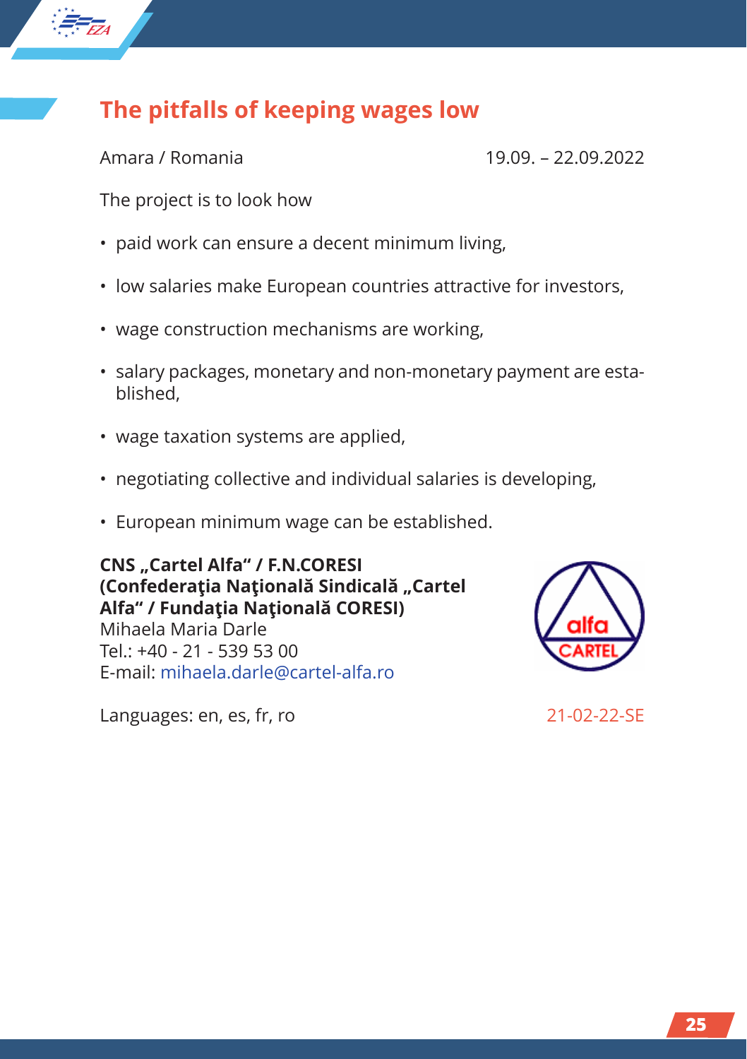## The pitfalls of keeping wages low

Amara / Romania 19.09. – 22.09.2022

The project is to look how

- paid work can ensure a decent minimum living,
- low salaries make European countries attractive for investors,
- wage construction mechanisms are working,
- salary packages, monetary and non-monetary payment are established,
- wage taxation systems are applied,
- negotiating collective and individual salaries is developing,
- European minimum wage can be established.

**CNS „Cartel Alfa" / F.N.CORESI**
**(Confederaţia Naţională Sindicală „Cartel Alfa" / Fundaţia Naţională CORESI)**
Mihaela Maria Darle
Tel.: +40 - 21 - 539 53 00
E-mail: mihaela.darle@cartel-alfa.ro

Languages: en, es, fr, ro 21-02-22-SE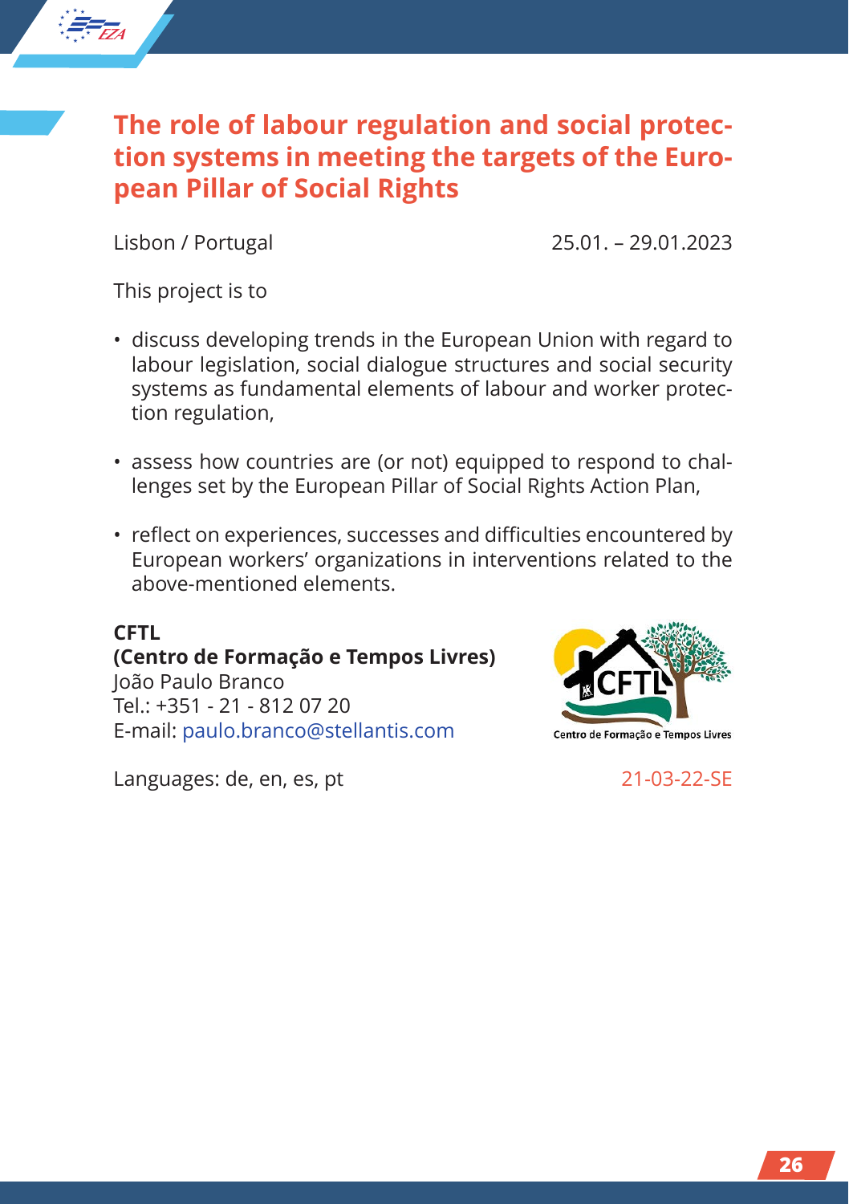## The role of labour regulation and social protection systems in meeting the targets of the European Pillar of Social Rights

Lisbon / Portugal 25.01. – 29.01.2023

This project is to

- discuss developing trends in the European Union with regard to labour legislation, social dialogue structures and social security systems as fundamental elements of labour and worker protection regulation,
- assess how countries are (or not) equipped to respond to challenges set by the European Pillar of Social Rights Action Plan,
- reflect on experiences, successes and difficulties encountered by European workers' organizations in interventions related to the above-mentioned elements.

**CFTL**
**(Centro de Formação e Tempos Livres)**
João Paulo Branco
Tel.: +351 - 21 - 812 07 20
E-mail: paulo.branco@stellantis.com

Languages: de, en, es, pt

21-03-22-SE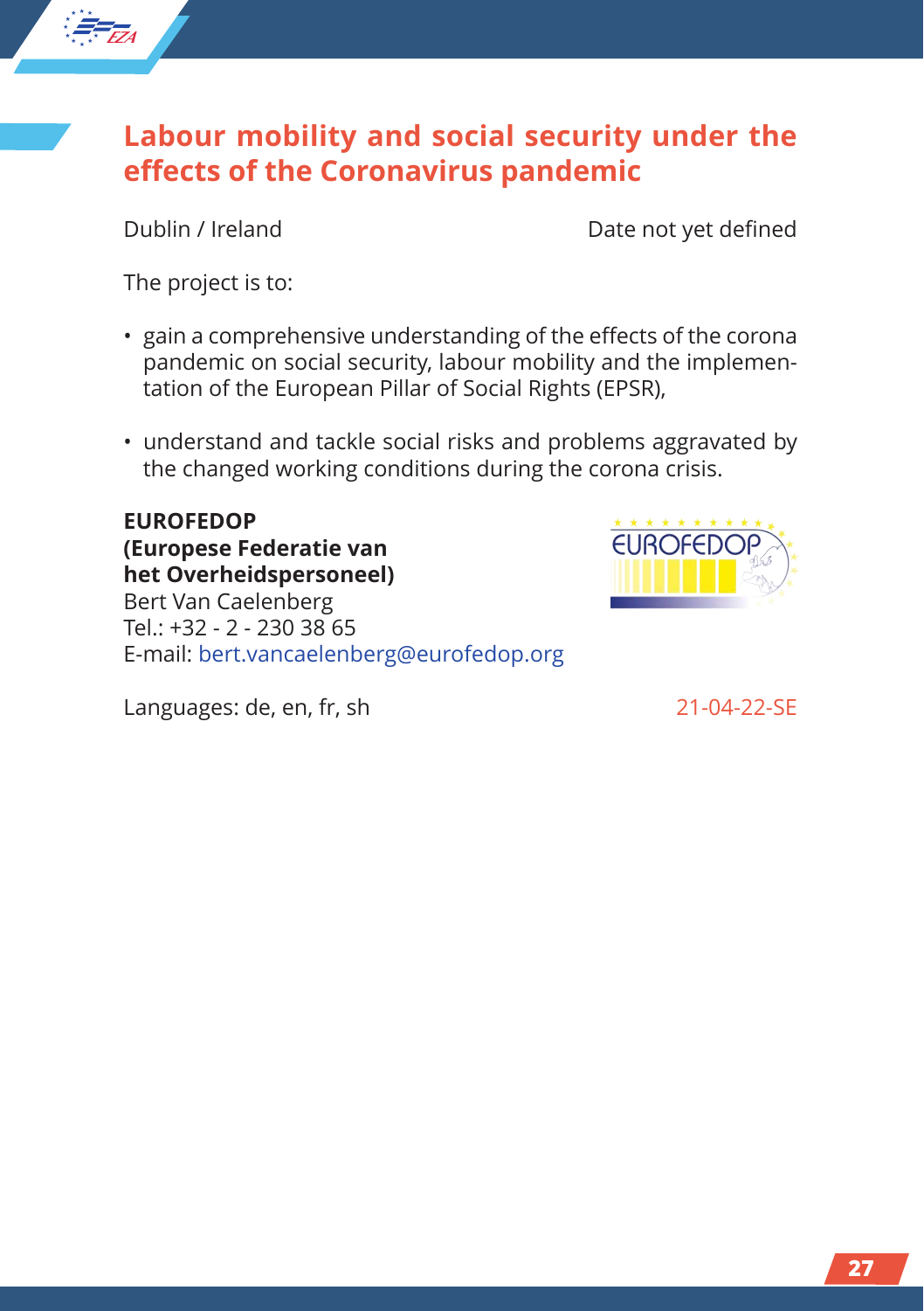## Labour mobility and social security under the effects of the Coronavirus pandemic

Dublin / Ireland

Date not yet defined

The project is to:

- gain a comprehensive understanding of the effects of the corona pandemic on social security, labour mobility and the implementation of the European Pillar of Social Rights (EPSR),
- understand and tackle social risks and problems aggravated by the changed working conditions during the corona crisis.

**EUROFEDOP**
**(Europese Federatie van het Overheidspersoneel)**
Bert Van Caelenberg
Tel.: +32 - 2 - 230 38 65
E-mail: bert.vancaelenberg@eurofedop.org

Languages: de, en, fr, sh

21-04-22-SE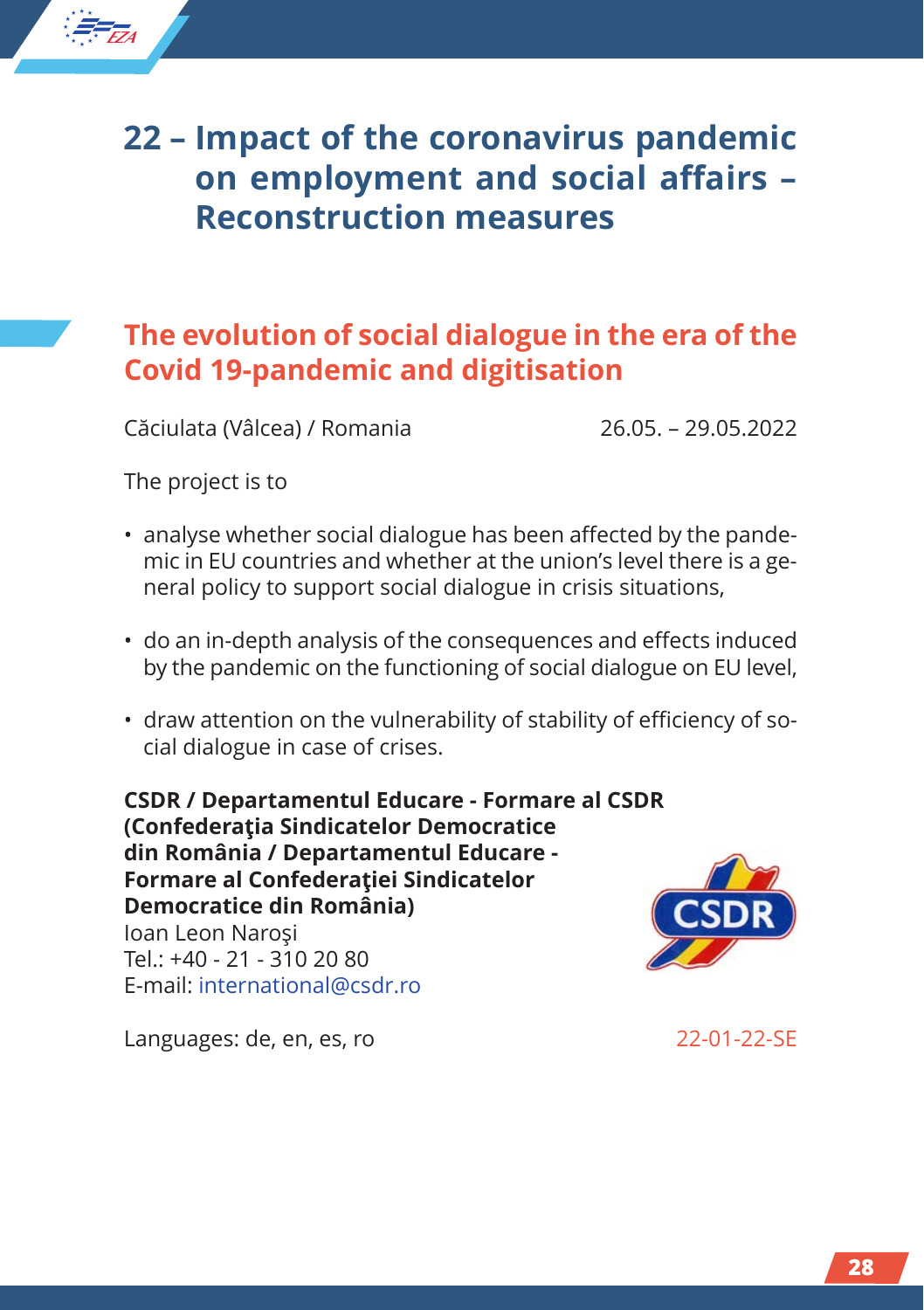# 22 – Impact of the coronavirus pandemic on employment and social affairs – Reconstruction measures

## The evolution of social dialogue in the era of the Covid 19-pandemic and digitisation

Căciulata (Vâlcea) / Romania 26.05. – 29.05.2022

The project is to

- analyse whether social dialogue has been affected by the pandemic in EU countries and whether at the union's level there is a general policy to support social dialogue in crisis situations,
- do an in-depth analysis of the consequences and effects induced by the pandemic on the functioning of social dialogue on EU level,
- draw attention on the vulnerability of stability of efficiency of social dialogue in case of crises.

**CSDR / Departamentul Educare - Formare al CSDR (Confederaţia Sindicatelor Democratice din România / Departamentul Educare - Formare al Confederaţiei Sindicatelor Democratice din România)**
Ioan Leon Naroşi
Tel.: +40 - 21 - 310 20 80
E-mail: international@csdr.ro

Languages: de, en, es, ro 22-01-22-SE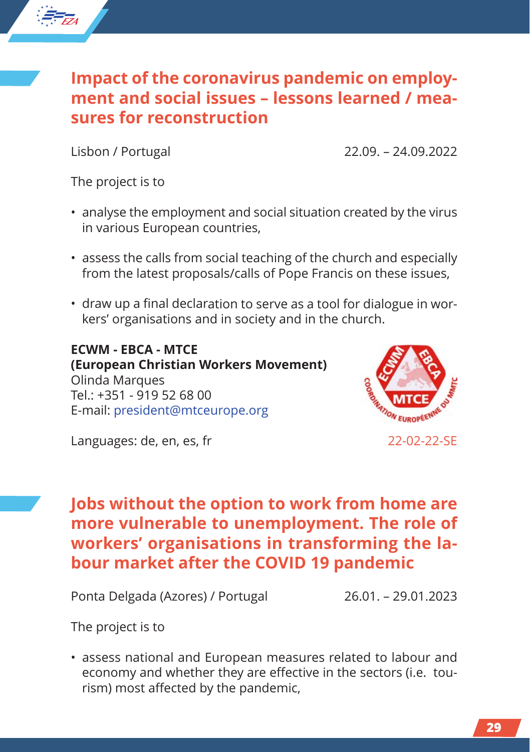## Impact of the coronavirus pandemic on employment and social issues – lessons learned / measures for reconstruction

Lisbon / Portugal 22.09. – 24.09.2022

The project is to

- analyse the employment and social situation created by the virus in various European countries,
- assess the calls from social teaching of the church and especially from the latest proposals/calls of Pope Francis on these issues,
- draw up a final declaration to serve as a tool for dialogue in workers' organisations and in society and in the church.

**ECWM - EBCA - MTCE**
**(European Christian Workers Movement)**
Olinda Marques
Tel.: +351 - 919 52 68 00
E-mail: president@mtceurope.org

Languages: de, en, es, fr

22-02-22-SE

## Jobs without the option to work from home are more vulnerable to unemployment. The role of workers' organisations in transforming the labour market after the COVID 19 pandemic

Ponta Delgada (Azores) / Portugal 26.01. – 29.01.2023

The project is to

- assess national and European measures related to labour and economy and whether they are effective in the sectors (i.e. tourism) most affected by the pandemic,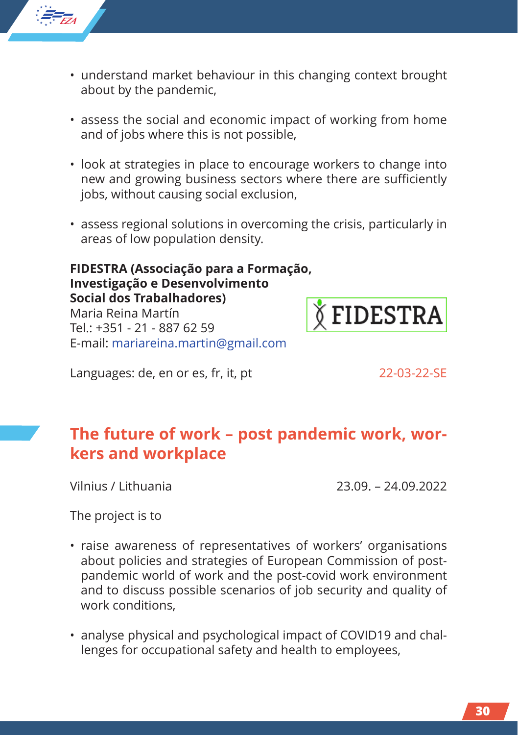- understand market behaviour in this changing context brought about by the pandemic,
- assess the social and economic impact of working from home and of jobs where this is not possible,
- look at strategies in place to encourage workers to change into new and growing business sectors where there are sufficiently jobs, without causing social exclusion,
- assess regional solutions in overcoming the crisis, particularly in areas of low population density.

**FIDESTRA (Associação para a Formação, Investigação e Desenvolvimento Social dos Trabalhadores)**
Maria Reina Martín
Tel.: +351 - 21 - 887 62 59
E-mail: mariareina.martin@gmail.com

Languages: de, en or es, fr, it, pt

22-03-22-SE

## The future of work – post pandemic work, workers and workplace

Vilnius / Lithuania

23.09. – 24.09.2022

The project is to

- raise awareness of representatives of workers' organisations about policies and strategies of European Commission of post-pandemic world of work and the post-covid work environment and to discuss possible scenarios of job security and quality of work conditions,
- analyse physical and psychological impact of COVID19 and challenges for occupational safety and health to employees,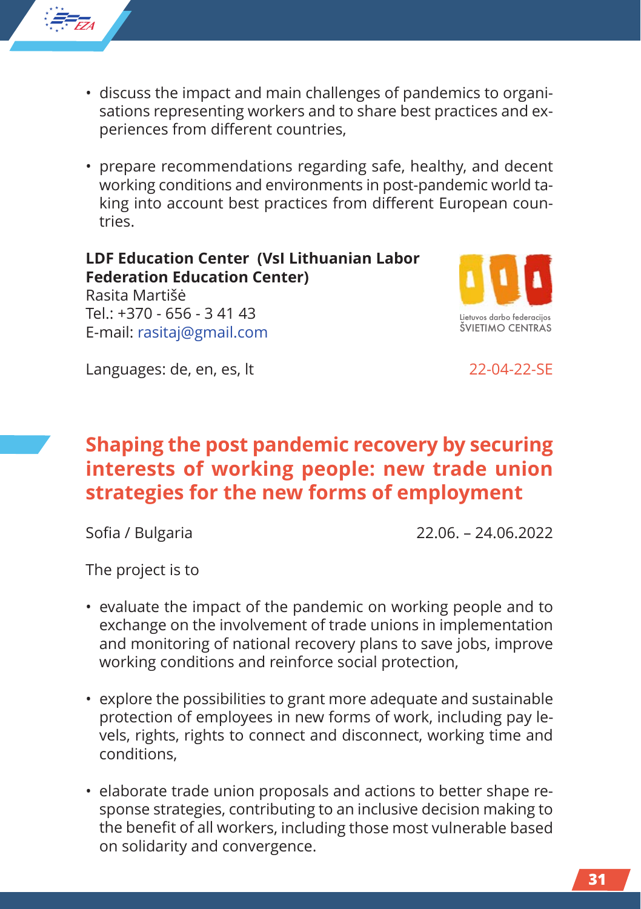- discuss the impact and main challenges of pandemics to organisations representing workers and to share best practices and experiences from different countries,

- prepare recommendations regarding safe, healthy, and decent working conditions and environments in post-pandemic world taking into account best practices from different European countries.

**LDF Education Center (VsI Lithuanian Labor Federation Education Center)**
Rasita Martišė
Tel.: +370 - 656 - 3 41 43
E-mail: rasitaj@gmail.com

Lietuvos darbo federacijos ŠVIETIMO CENTRAS

Languages: de, en, es, lt

22-04-22-SE

## Shaping the post pandemic recovery by securing interests of working people: new trade union strategies for the new forms of employment

Sofia / Bulgaria

22.06. – 24.06.2022

The project is to

- evaluate the impact of the pandemic on working people and to exchange on the involvement of trade unions in implementation and monitoring of national recovery plans to save jobs, improve working conditions and reinforce social protection,

- explore the possibilities to grant more adequate and sustainable protection of employees in new forms of work, including pay levels, rights, rights to connect and disconnect, working time and conditions,

- elaborate trade union proposals and actions to better shape response strategies, contributing to an inclusive decision making to the benefit of all workers, including those most vulnerable based on solidarity and convergence.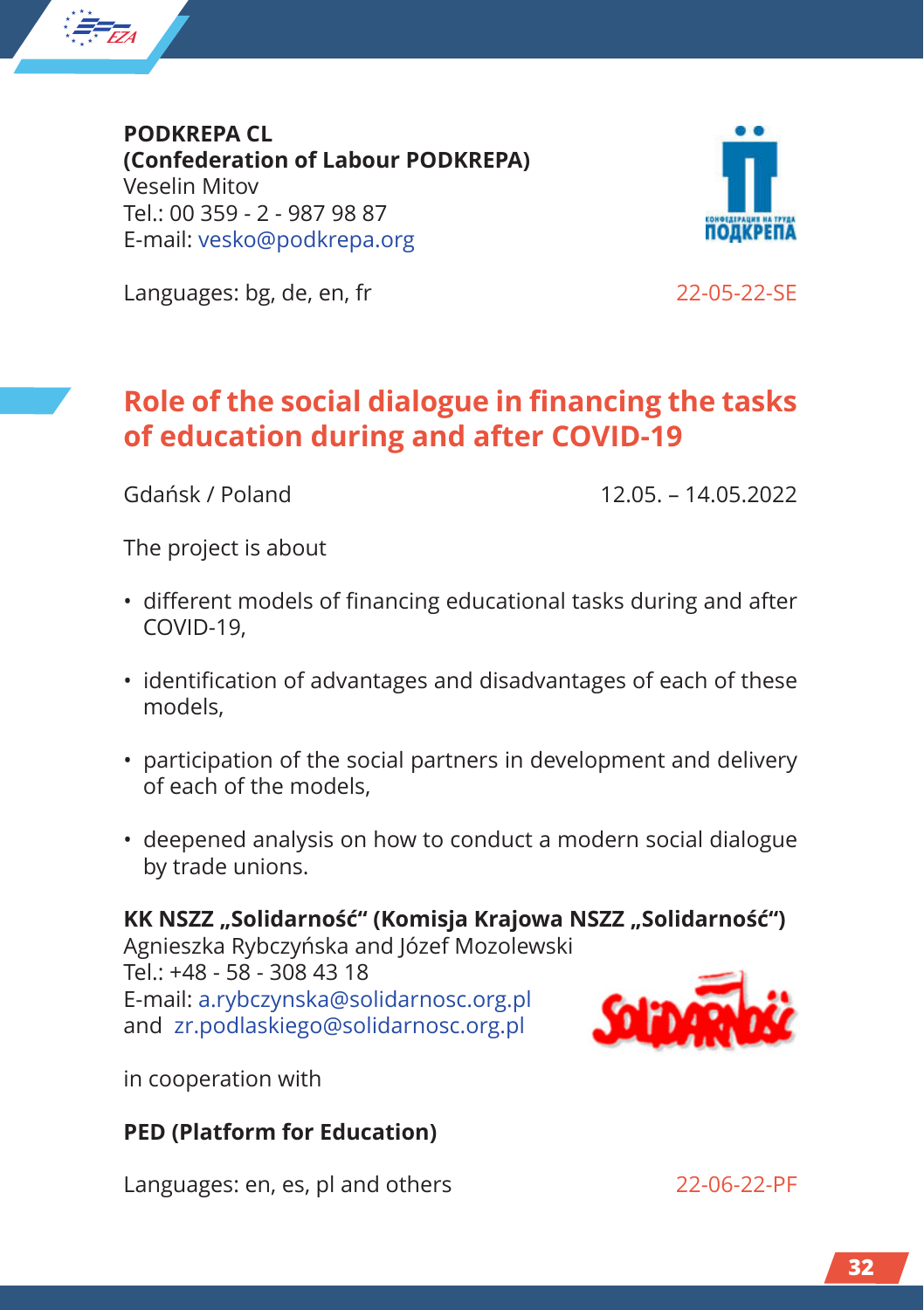**PODKREPA CL**
**(Confederation of Labour PODKREPA)**
Veselin Mitov
Tel.: 00 359 - 2 - 987 98 87
E-mail: vesko@podkrepa.org

Languages: bg, de, en, fr

22-05-22-SE

## Role of the social dialogue in financing the tasks of education during and after COVID-19

Gdańsk / Poland

12.05. – 14.05.2022

The project is about

- different models of financing educational tasks during and after COVID-19,
- identification of advantages and disadvantages of each of these models,
- participation of the social partners in development and delivery of each of the models,
- deepened analysis on how to conduct a modern social dialogue by trade unions.

**KK NSZZ „Solidarność" (Komisja Krajowa NSZZ „Solidarność")**
Agnieszka Rybczyńska and Józef Mozolewski
Tel.: +48 - 58 - 308 43 18
E-mail: a.rybczynska@solidarnosc.org.pl
and zr.podlaskiego@solidarnosc.org.pl

in cooperation with

**PED (Platform for Education)**

Languages: en, es, pl and others

22-06-22-PF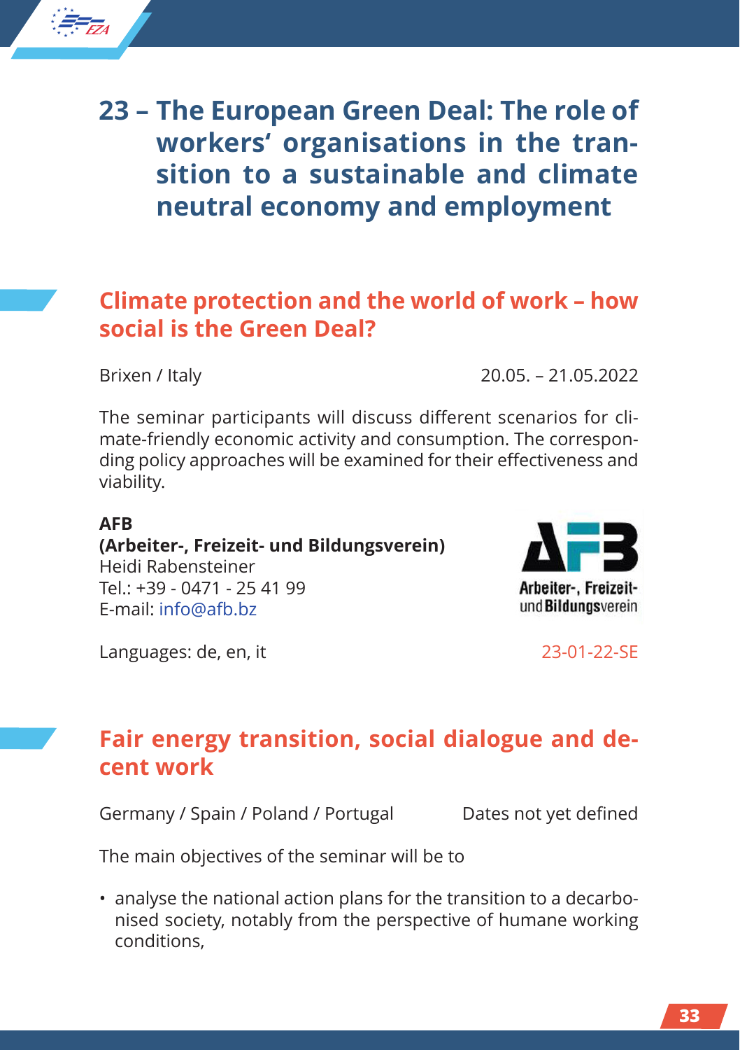# 23 – The European Green Deal: The role of workers' organisations in the transition to a sustainable and climate neutral economy and employment

## Climate protection and the world of work – how social is the Green Deal?

Brixen / Italy 20.05. – 21.05.2022

The seminar participants will discuss different scenarios for climate-friendly economic activity and consumption. The corresponding policy approaches will be examined for their effectiveness and viability.

**AFB**
**(Arbeiter-, Freizeit- und Bildungsverein)**
Heidi Rabensteiner
Tel.: +39 - 0471 - 25 41 99
E-mail: info@afb.bz

Languages: de, en, it 23-01-22-SE

## Fair energy transition, social dialogue and decent work

Germany / Spain / Poland / Portugal Dates not yet defined

The main objectives of the seminar will be to

- analyse the national action plans for the transition to a decarbonised society, notably from the perspective of humane working conditions,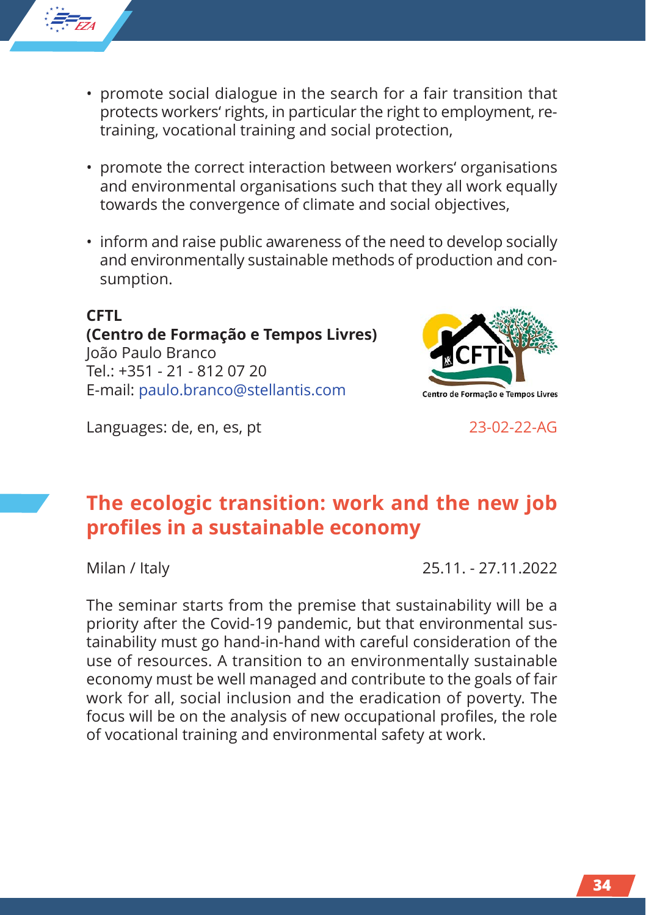- promote social dialogue in the search for a fair transition that protects workers' rights, in particular the right to employment, re-training, vocational training and social protection,

- promote the correct interaction between workers' organisations and environmental organisations such that they all work equally towards the convergence of climate and social objectives,

- inform and raise public awareness of the need to develop socially and environmentally sustainable methods of production and consumption.

**CFTL**
**(Centro de Formação e Tempos Livres)**
João Paulo Branco
Tel.: +351 - 21 - 812 07 20
E-mail: paulo.branco@stellantis.com

Languages: de, en, es, pt

23-02-22-AG

## The ecologic transition: work and the new job profiles in a sustainable economy

Milan / Italy

25.11. - 27.11.2022

The seminar starts from the premise that sustainability will be a priority after the Covid-19 pandemic, but that environmental sustainability must go hand-in-hand with careful consideration of the use of resources. A transition to an environmentally sustainable economy must be well managed and contribute to the goals of fair work for all, social inclusion and the eradication of poverty. The focus will be on the analysis of new occupational profiles, the role of vocational training and environmental safety at work.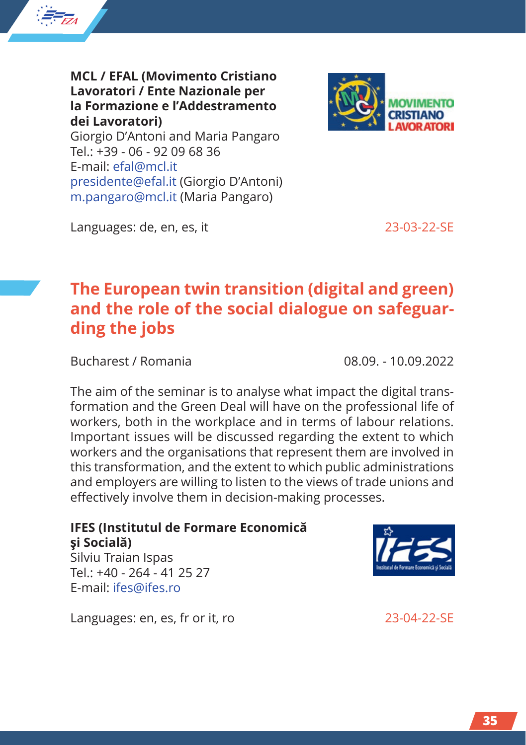**MCL / EFAL (Movimento Cristiano Lavoratori / Ente Nazionale per la Formazione e l'Addestramento dei Lavoratori)**
Giorgio D'Antoni and Maria Pangaro
Tel.: +39 - 06 - 92 09 68 36
E-mail: efal@mcl.it
presidente@efal.it (Giorgio D'Antoni)
m.pangaro@mcl.it (Maria Pangaro)

Languages: de, en, es, it

23-03-22-SE

## The European twin transition (digital and green) and the role of the social dialogue on safeguarding the jobs

Bucharest / Romania

08.09. - 10.09.2022

The aim of the seminar is to analyse what impact the digital transformation and the Green Deal will have on the professional life of workers, both in the workplace and in terms of labour relations. Important issues will be discussed regarding the extent to which workers and the organisations that represent them are involved in this transformation, and the extent to which public administrations and employers are willing to listen to the views of trade unions and effectively involve them in decision-making processes.

**IFES (Institutul de Formare Economică şi Socială)**
Silviu Traian Ispas
Tel.: +40 - 264 - 41 25 27
E-mail: ifes@ifes.ro

Languages: en, es, fr or it, ro

23-04-22-SE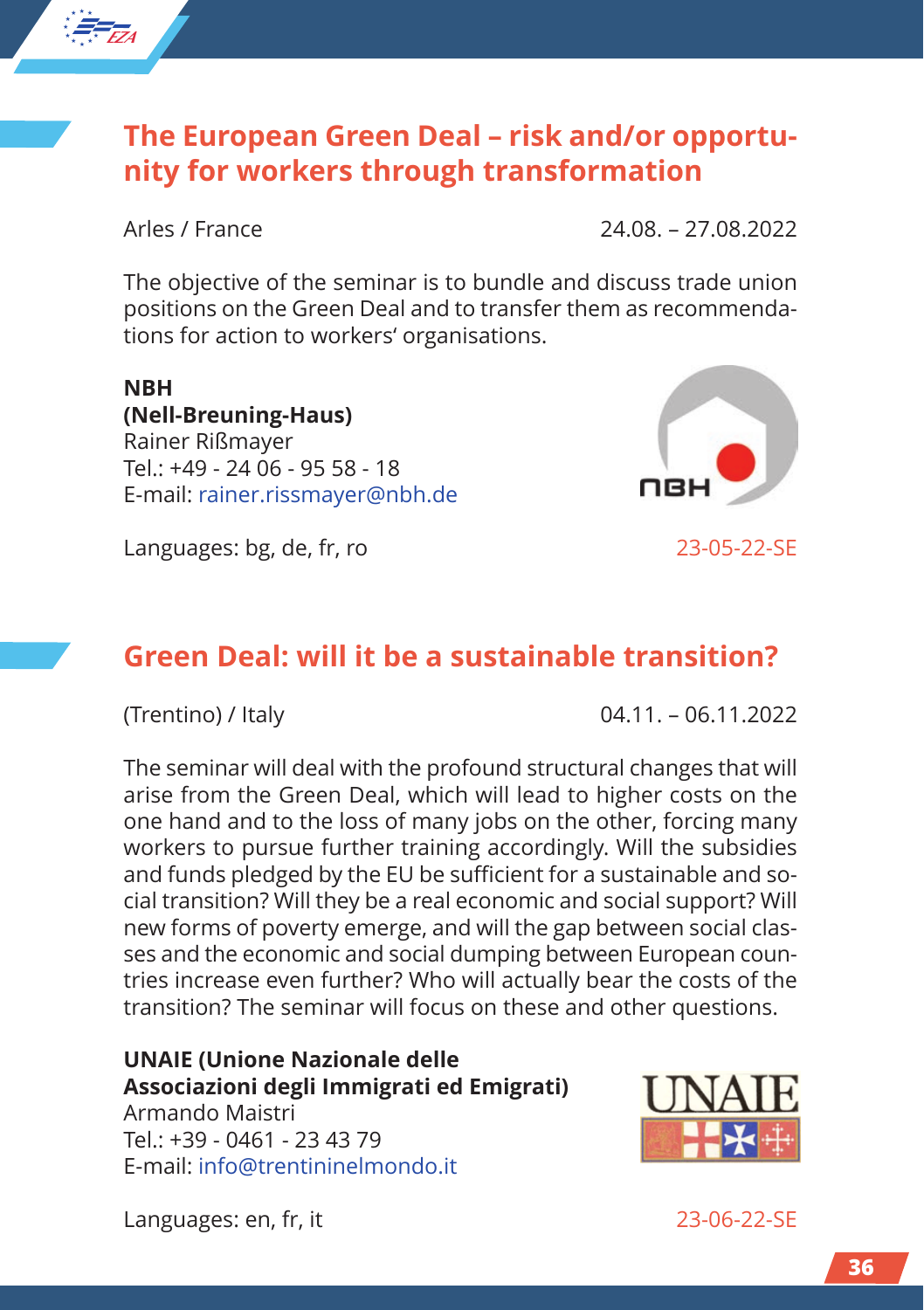## The European Green Deal – risk and/or opportunity for workers through transformation

Arles / France

24.08. – 27.08.2022

The objective of the seminar is to bundle and discuss trade union positions on the Green Deal and to transfer them as recommendations for action to workers‘ organisations.

**NBH**
**(Nell-Breuning-Haus)**
Rainer Rißmayer
Tel.: +49 - 24 06 - 95 58 - 18
E-mail: rainer.rissmayer@nbh.de

Languages: bg, de, fr, ro

23-05-22-SE

## Green Deal: will it be a sustainable transition?

(Trentino) / Italy

04.11. – 06.11.2022

The seminar will deal with the profound structural changes that will arise from the Green Deal, which will lead to higher costs on the one hand and to the loss of many jobs on the other, forcing many workers to pursue further training accordingly. Will the subsidies and funds pledged by the EU be sufficient for a sustainable and social transition? Will they be a real economic and social support? Will new forms of poverty emerge, and will the gap between social classes and the economic and social dumping between European countries increase even further? Who will actually bear the costs of the transition? The seminar will focus on these and other questions.

**UNAIE (Unione Nazionale delle Associazioni degli Immigrati ed Emigrati)**
Armando Maistri
Tel.: +39 - 0461 - 23 43 79
E-mail: info@trentininelmondo.it

Languages: en, fr, it

23-06-22-SE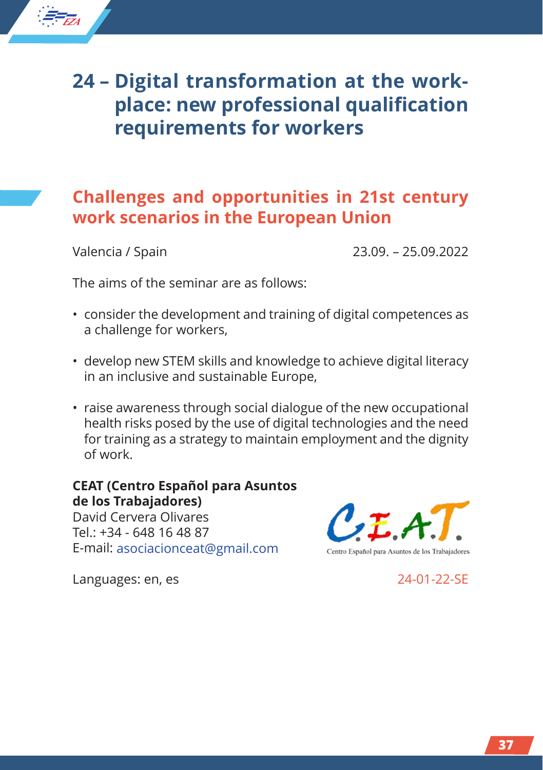# 24 – Digital transformation at the workplace: new professional qualification requirements for workers

## Challenges and opportunities in 21st century work scenarios in the European Union

Valencia / Spain 23.09. – 25.09.2022

The aims of the seminar are as follows:

- consider the development and training of digital competences as a challenge for workers,
- develop new STEM skills and knowledge to achieve digital literacy in an inclusive and sustainable Europe,
- raise awareness through social dialogue of the new occupational health risks posed by the use of digital technologies and the need for training as a strategy to maintain employment and the dignity of work.

**CEAT (Centro Español para Asuntos de los Trabajadores)**
David Cervera Olivares
Tel.: +34 - 648 16 48 87
E-mail: asociacionceat@gmail.com

C.E.A.T.
Centro Español para Asuntos de los Trabajadores

Languages: en, es

24-01-22-SE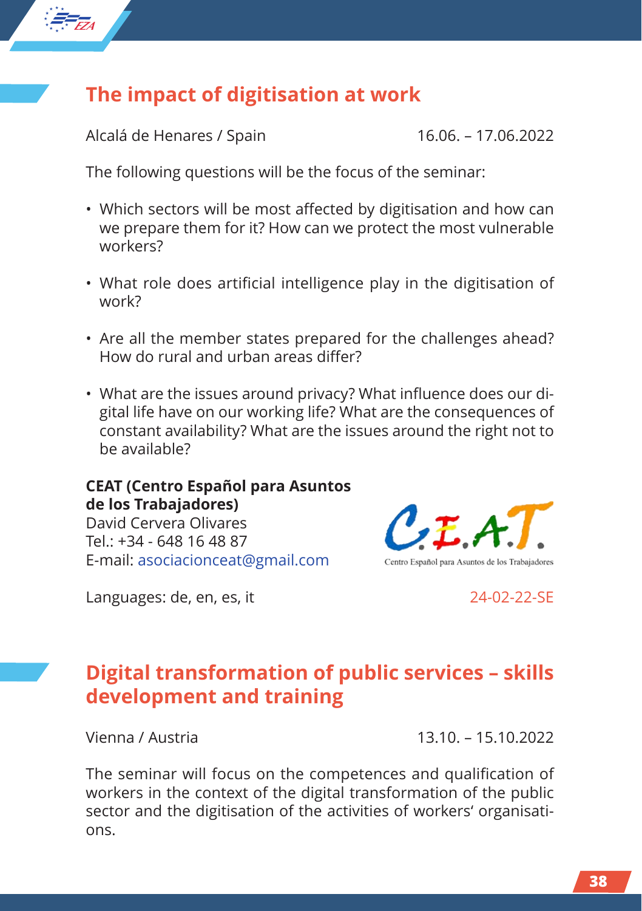## The impact of digitisation at work

Alcalá de Henares / Spain 16.06. – 17.06.2022

The following questions will be the focus of the seminar:

- Which sectors will be most affected by digitisation and how can we prepare them for it? How can we protect the most vulnerable workers?
- What role does artificial intelligence play in the digitisation of work?
- Are all the member states prepared for the challenges ahead? How do rural and urban areas differ?
- What are the issues around privacy? What influence does our digital life have on our working life? What are the consequences of constant availability? What are the issues around the right not to be available?

**CEAT (Centro Español para Asuntos de los Trabajadores)**
David Cervera Olivares
Tel.: +34 - 648 16 48 87
E-mail: asociacionceat@gmail.com

C.E.A.T.
Centro Español para Asuntos de los Trabajadores

Languages: de, en, es, it 24-02-22-SE

## Digital transformation of public services – skills development and training

Vienna / Austria 13.10. – 15.10.2022

The seminar will focus on the competences and qualification of workers in the context of the digital transformation of the public sector and the digitisation of the activities of workers' organisations.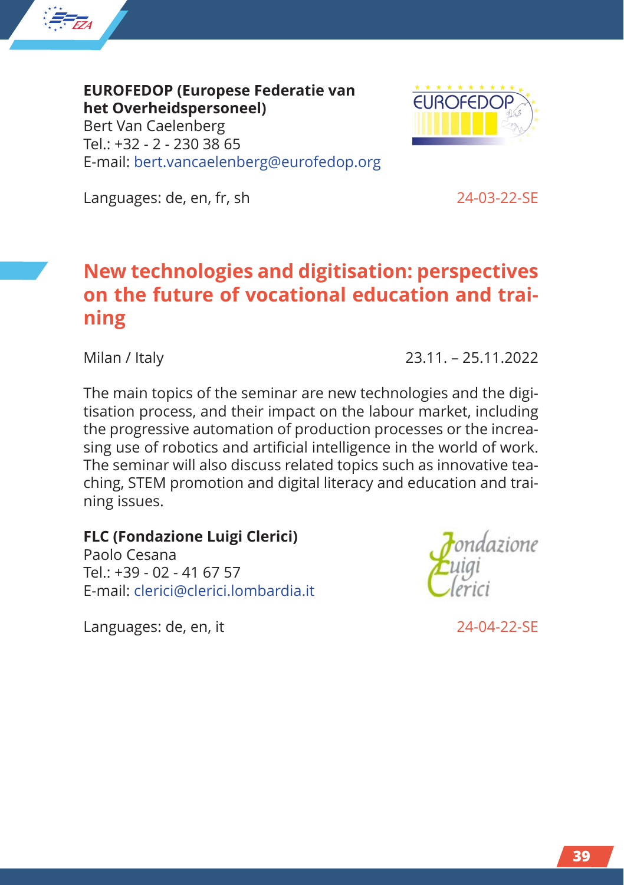**EUROFEDOP (Europese Federatie van het Overheidspersoneel)**
Bert Van Caelenberg
Tel.: +32 - 2 - 230 38 65
E-mail: bert.vancaelenberg@eurofedop.org

Languages: de, en, fr, sh

24-03-22-SE

## New technologies and digitisation: perspectives on the future of vocational education and training

Milan / Italy

23.11. – 25.11.2022

The main topics of the seminar are new technologies and the digitisation process, and their impact on the labour market, including the progressive automation of production processes or the increasing use of robotics and artificial intelligence in the world of work. The seminar will also discuss related topics such as innovative teaching, STEM promotion and digital literacy and education and training issues.

**FLC (Fondazione Luigi Clerici)**
Paolo Cesana
Tel.: +39 - 02 - 41 67 57
E-mail: clerici@clerici.lombardia.it

Languages: de, en, it

24-04-22-SE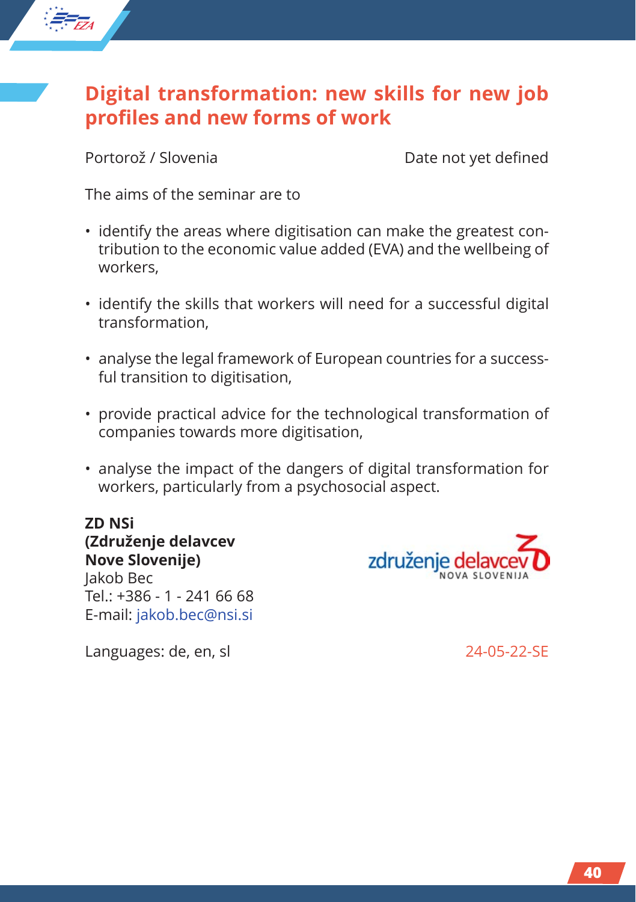## Digital transformation: new skills for new job profiles and new forms of work

Portorož / Slovenia

Date not yet defined

The aims of the seminar are to

- identify the areas where digitisation can make the greatest contribution to the economic value added (EVA) and the wellbeing of workers,
- identify the skills that workers will need for a successful digital transformation,
- analyse the legal framework of European countries for a successful transition to digitisation,
- provide practical advice for the technological transformation of companies towards more digitisation,
- analyse the impact of the dangers of digital transformation for workers, particularly from a psychosocial aspect.

**ZD NSi**
**(Združenje delavcev Nove Slovenije)**
Jakob Bec
Tel.: +386 - 1 - 241 66 68
E-mail: jakob.bec@nsi.si

Languages: de, en, sl

24-05-22-SE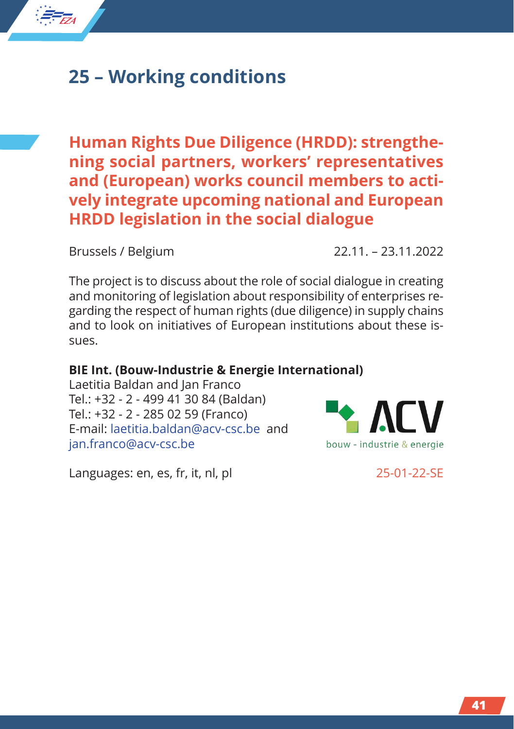## 25 – Working conditions

### Human Rights Due Diligence (HRDD): strengthening social partners, workers' representatives and (European) works council members to actively integrate upcoming national and European HRDD legislation in the social dialogue

Brussels / Belgium 22.11. – 23.11.2022

The project is to discuss about the role of social dialogue in creating and monitoring of legislation about responsibility of enterprises regarding the respect of human rights (due diligence) in supply chains and to look on initiatives of European institutions about these issues.

**BIE Int. (Bouw-Industrie & Energie International)**
Laetitia Baldan and Jan Franco
Tel.: +32 - 2 - 499 41 30 84 (Baldan)
Tel.: +32 - 2 - 285 02 59 (Franco)
E-mail: laetitia.baldan@acv-csc.be and jan.franco@acv-csc.be

ACV bouw - industrie & energie

Languages: en, es, fr, it, nl, pl

25-01-22-SE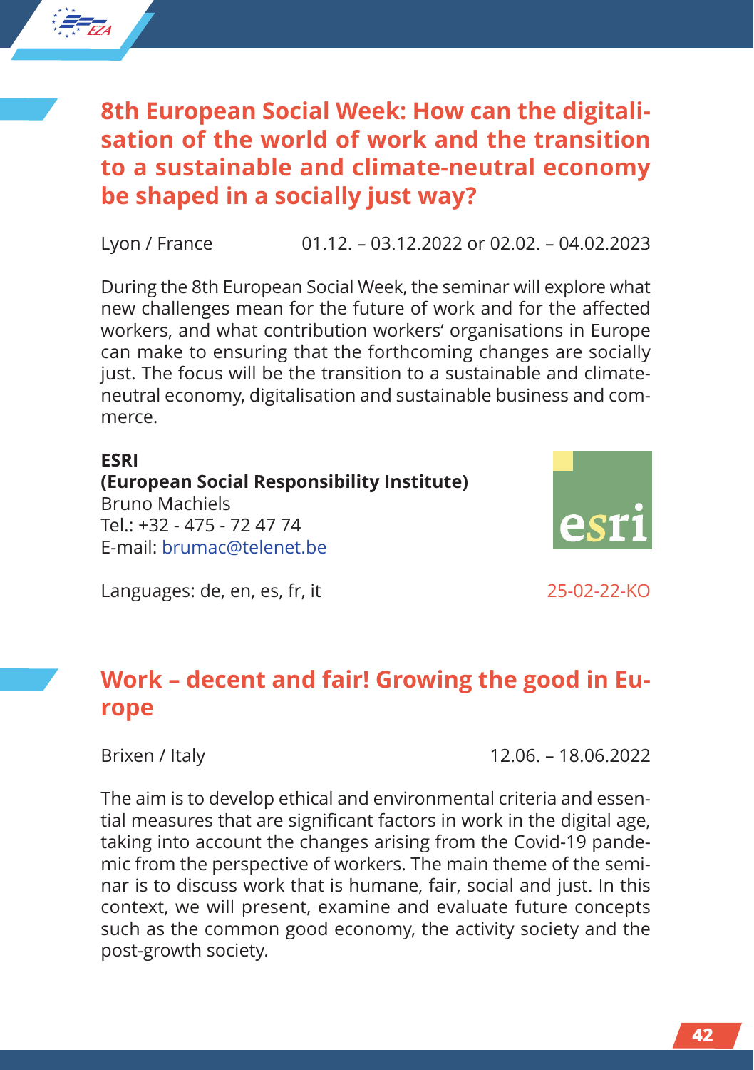## 8th European Social Week: How can the digitalisation of the world of work and the transition to a sustainable and climate-neutral economy be shaped in a socially just way?

Lyon / France 01.12. – 03.12.2022 or 02.02. – 04.02.2023

During the 8th European Social Week, the seminar will explore what new challenges mean for the future of work and for the affected workers, and what contribution workers' organisations in Europe can make to ensuring that the forthcoming changes are socially just. The focus will be the transition to a sustainable and climate-neutral economy, digitalisation and sustainable business and commerce.

**ESRI**
**(European Social Responsibility Institute)**
Bruno Machiels
Tel.: +32 - 475 - 72 47 74
E-mail: brumac@telenet.be

Languages: de, en, es, fr, it

25-02-22-KO

## Work – decent and fair! Growing the good in Europe

Brixen / Italy 12.06. – 18.06.2022

The aim is to develop ethical and environmental criteria and essential measures that are significant factors in work in the digital age, taking into account the changes arising from the Covid-19 pandemic from the perspective of workers. The main theme of the seminar is to discuss work that is humane, fair, social and just. In this context, we will present, examine and evaluate future concepts such as the common good economy, the activity society and the post-growth society.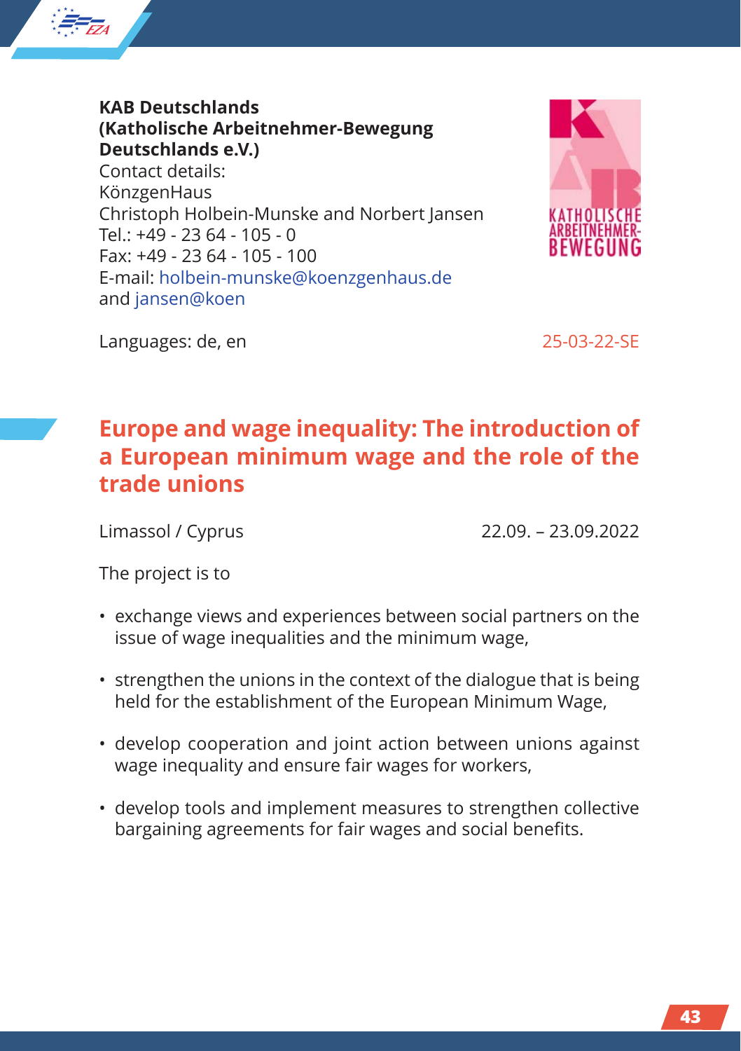**KAB Deutschlands (Katholische Arbeitnehmer-Bewegung Deutschlands e.V.)**
Contact details:
KönzgenHaus
Christoph Holbein-Munske and Norbert Jansen
Tel.: +49 - 23 64 - 105 - 0
Fax: +49 - 23 64 - 105 - 100
E-mail: holbein-munske@koenzgenhaus.de
and jansen@koen

Languages: de, en

25-03-22-SE

## Europe and wage inequality: The introduction of a European minimum wage and the role of the trade unions

Limassol / Cyprus

22.09. – 23.09.2022

The project is to

- exchange views and experiences between social partners on the issue of wage inequalities and the minimum wage,
- strengthen the unions in the context of the dialogue that is being held for the establishment of the European Minimum Wage,
- develop cooperation and joint action between unions against wage inequality and ensure fair wages for workers,
- develop tools and implement measures to strengthen collective bargaining agreements for fair wages and social benefits.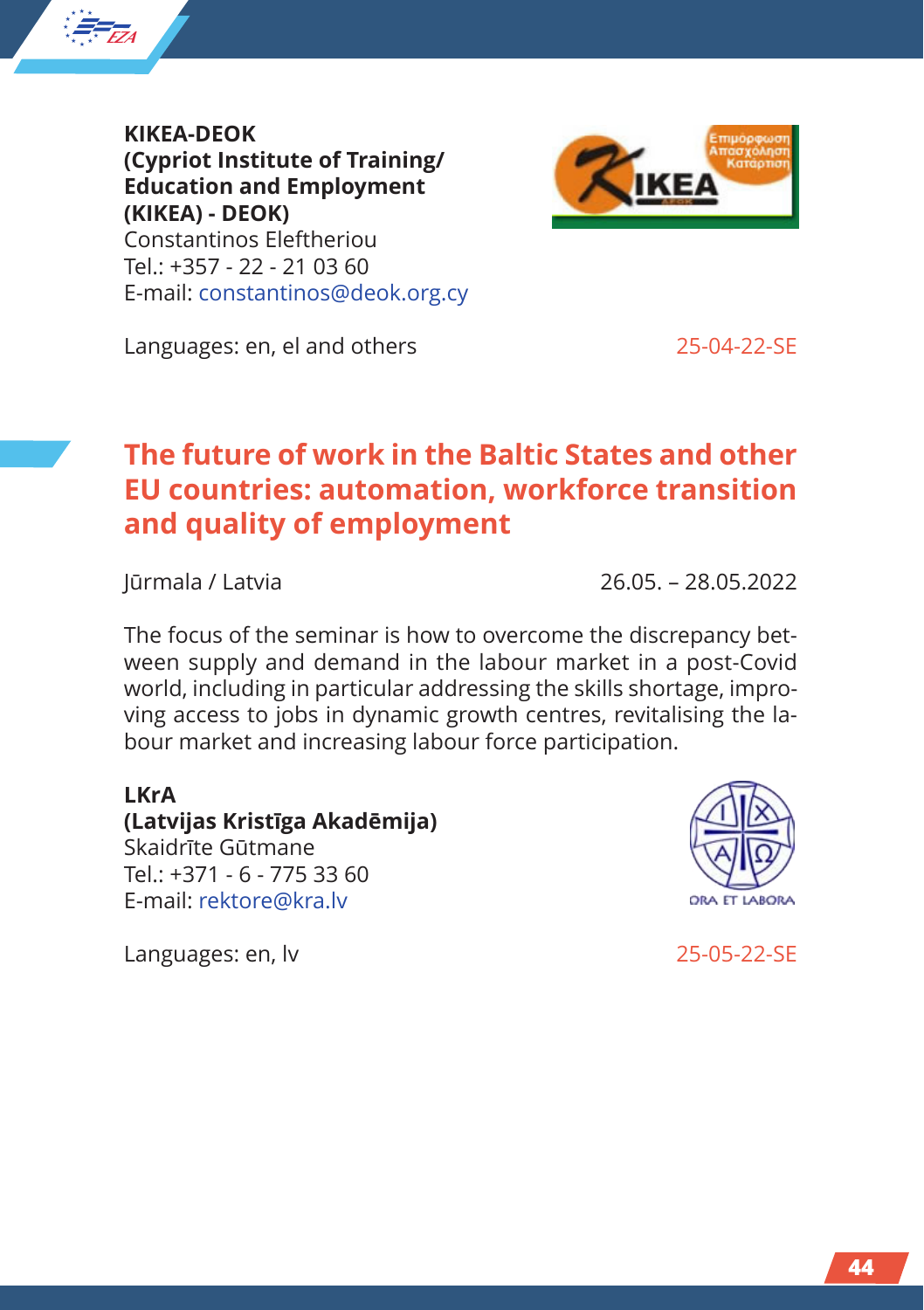**KIKEA-DEOK**
**(Cypriot Institute of Training/ Education and Employment (KIKEA) - DEOK)**
Constantinos Eleftheriou
Tel.: +357 - 22 - 21 03 60
E-mail: constantinos@deok.org.cy

Languages: en, el and others

25-04-22-SE

## The future of work in the Baltic States and other EU countries: automation, workforce transition and quality of employment

Jūrmala / Latvia

26.05. – 28.05.2022

The focus of the seminar is how to overcome the discrepancy between supply and demand in the labour market in a post-Covid world, including in particular addressing the skills shortage, improving access to jobs in dynamic growth centres, revitalising the labour market and increasing labour force participation.

**LKrA**
**(Latvijas Kristīga Akadēmija)**
Skaidrīte Gūtmane
Tel.: +371 - 6 - 775 33 60
E-mail: rektore@kra.lv

Languages: en, lv

25-05-22-SE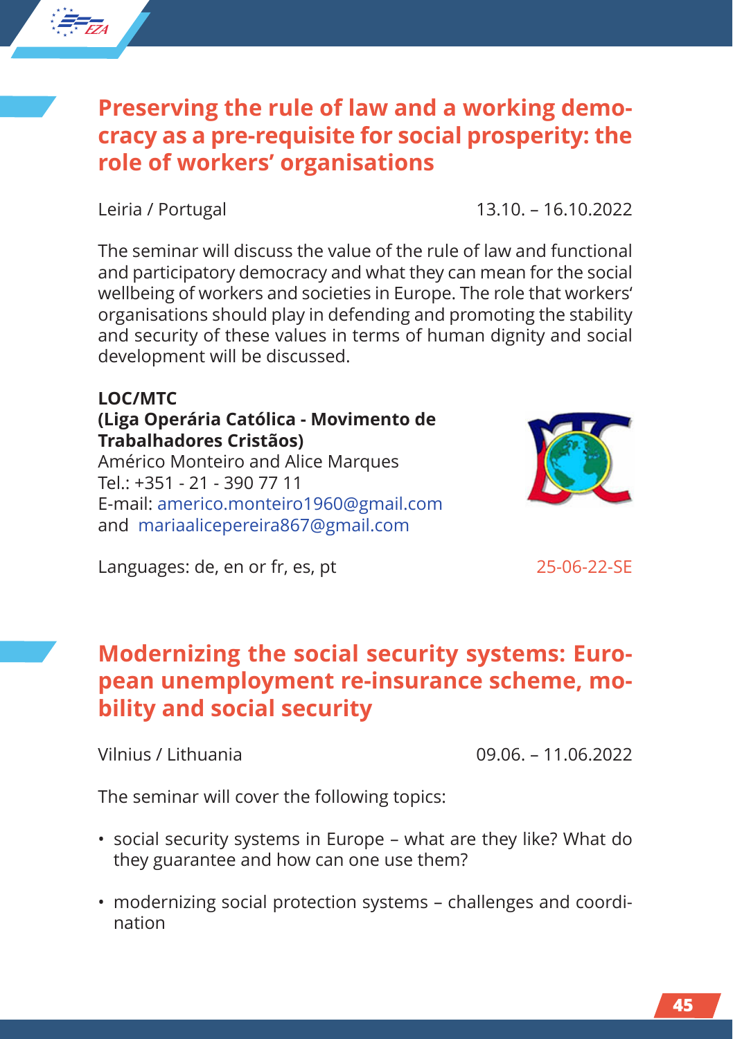## Preserving the rule of law and a working democracy as a pre-requisite for social prosperity: the role of workers' organisations

Leiria / Portugal 13.10. – 16.10.2022

The seminar will discuss the value of the rule of law and functional and participatory democracy and what they can mean for the social wellbeing of workers and societies in Europe. The role that workers' organisations should play in defending and promoting the stability and security of these values in terms of human dignity and social development will be discussed.

**LOC/MTC**
**(Liga Operária Católica - Movimento de Trabalhadores Cristãos)**
Américo Monteiro and Alice Marques
Tel.: +351 - 21 - 390 77 11
E-mail: americo.monteiro1960@gmail.com
and mariaalicepereira867@gmail.com

Languages: de, en or fr, es, pt 25-06-22-SE

## Modernizing the social security systems: European unemployment re-insurance scheme, mobility and social security

Vilnius / Lithuania 09.06. – 11.06.2022

The seminar will cover the following topics:

- social security systems in Europe – what are they like? What do they guarantee and how can one use them?
- modernizing social protection systems – challenges and coordination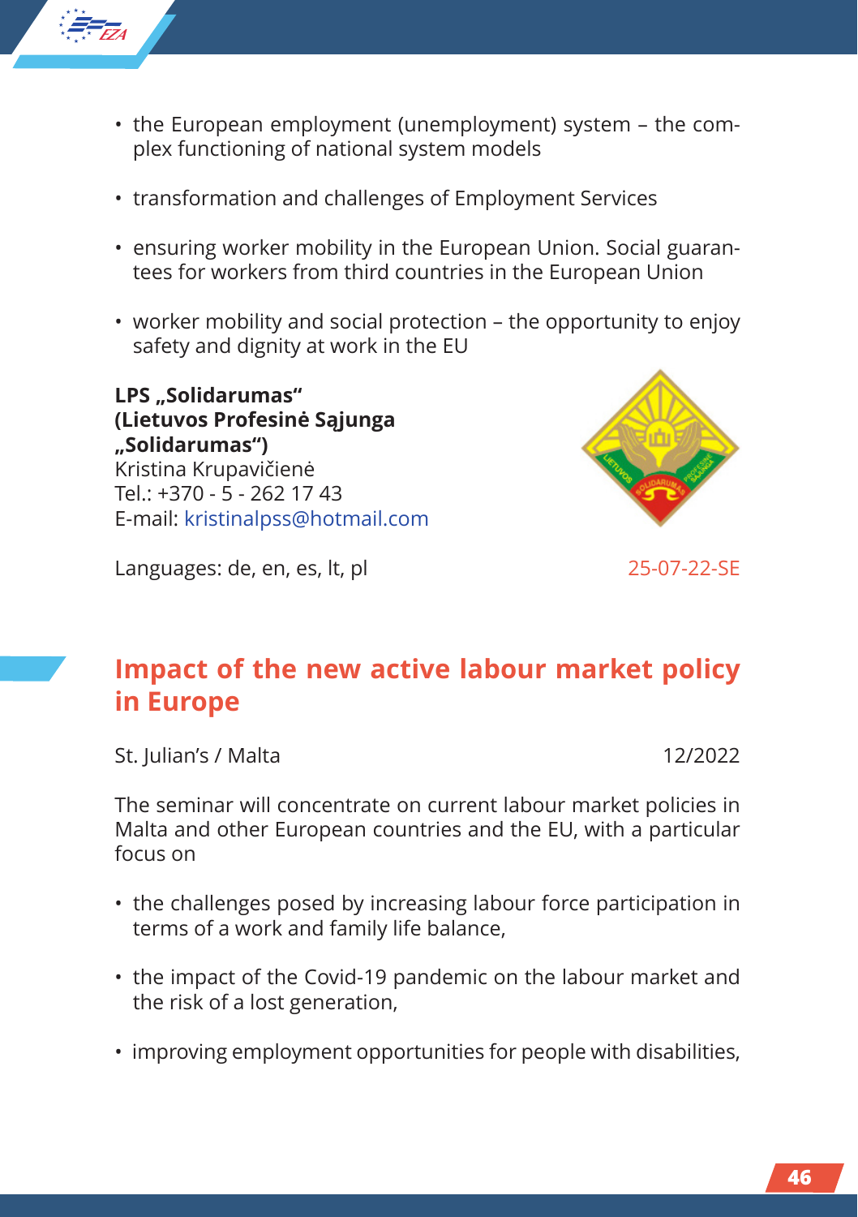- the European employment (unemployment) system – the complex functioning of national system models
- transformation and challenges of Employment Services
- ensuring worker mobility in the European Union. Social guarantees for workers from third countries in the European Union
- worker mobility and social protection – the opportunity to enjoy safety and dignity at work in the EU

**LPS „Solidarumas" (Lietuvos Profesinė Sąjunga „Solidarumas")**
Kristina Krupavičienė
Tel.: +370 - 5 - 262 17 43
E-mail: kristinalpss@hotmail.com

Languages: de, en, es, lt, pl

25-07-22-SE

## Impact of the new active labour market policy in Europe

St. Julian's / Malta

12/2022

The seminar will concentrate on current labour market policies in Malta and other European countries and the EU, with a particular focus on

- the challenges posed by increasing labour force participation in terms of a work and family life balance,
- the impact of the Covid-19 pandemic on the labour market and the risk of a lost generation,
- improving employment opportunities for people with disabilities,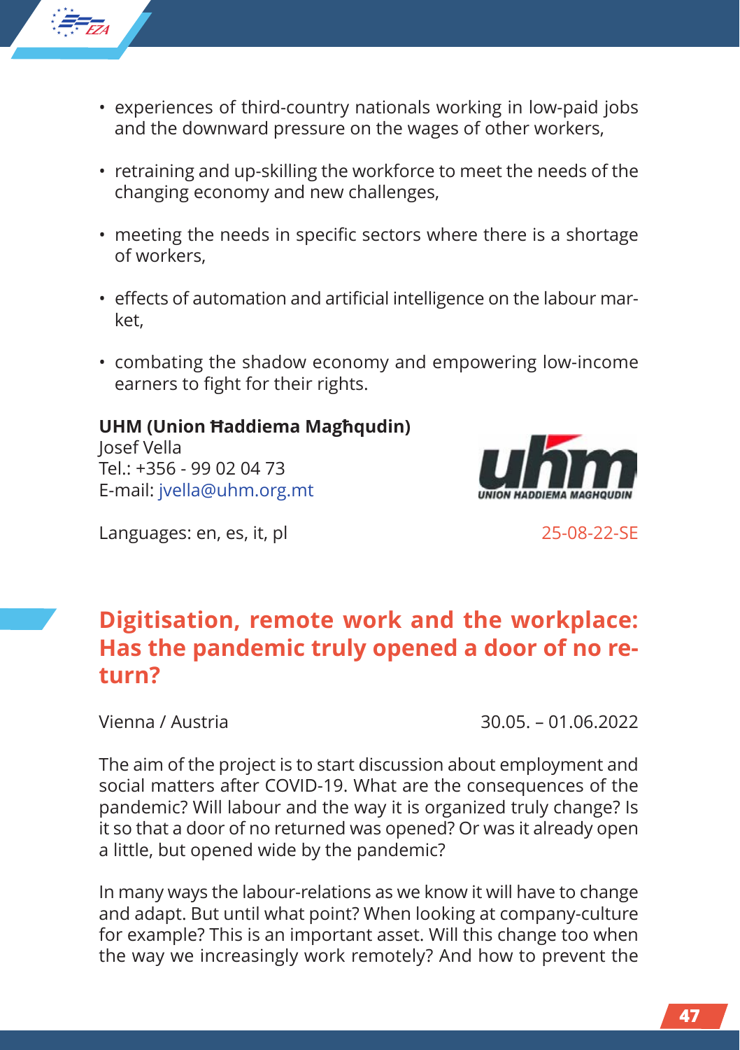- experiences of third-country nationals working in low-paid jobs and the downward pressure on the wages of other workers,
- retraining and up-skilling the workforce to meet the needs of the changing economy and new challenges,
- meeting the needs in specific sectors where there is a shortage of workers,
- effects of automation and artificial intelligence on the labour market,
- combating the shadow economy and empowering low-income earners to fight for their rights.

**UHM (Union Ħaddiema Magħqudin)**
Josef Vella
Tel.: +356 - 99 02 04 73
E-mail: jvella@uhm.org.mt

Languages: en, es, it, pl

25-08-22-SE

## Digitisation, remote work and the workplace: Has the pandemic truly opened a door of no return?

Vienna / Austria

30.05. – 01.06.2022

The aim of the project is to start discussion about employment and social matters after COVID-19. What are the consequences of the pandemic? Will labour and the way it is organized truly change? Is it so that a door of no returned was opened? Or was it already open a little, but opened wide by the pandemic?

In many ways the labour-relations as we know it will have to change and adapt. But until what point? When looking at company-culture for example? This is an important asset. Will this change too when the way we increasingly work remotely? And how to prevent the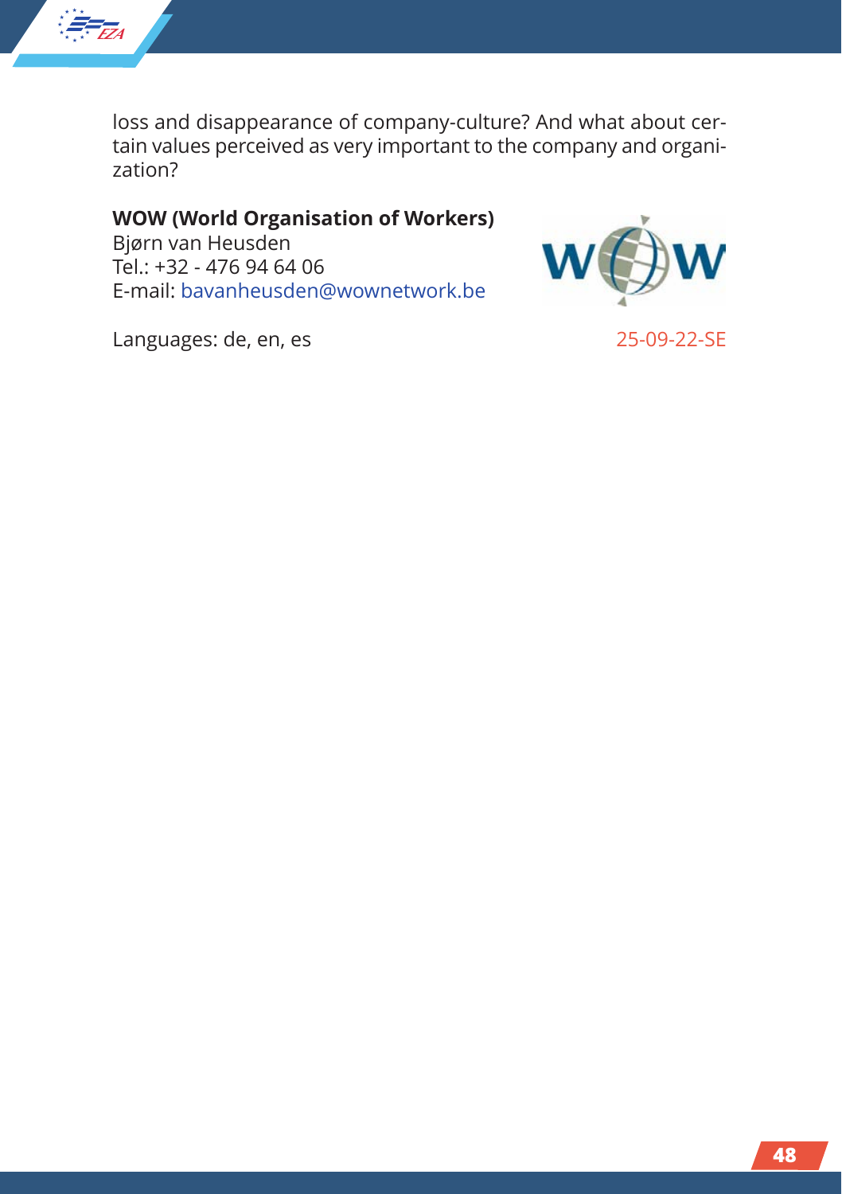loss and disappearance of company-culture? And what about certain values perceived as very important to the company and organization?

**WOW (World Organisation of Workers)**
Bjørn van Heusden
Tel.: +32 - 476 94 64 06
E-mail: bavanheusden@wownetwork.be

Languages: de, en, es

25-09-22-SE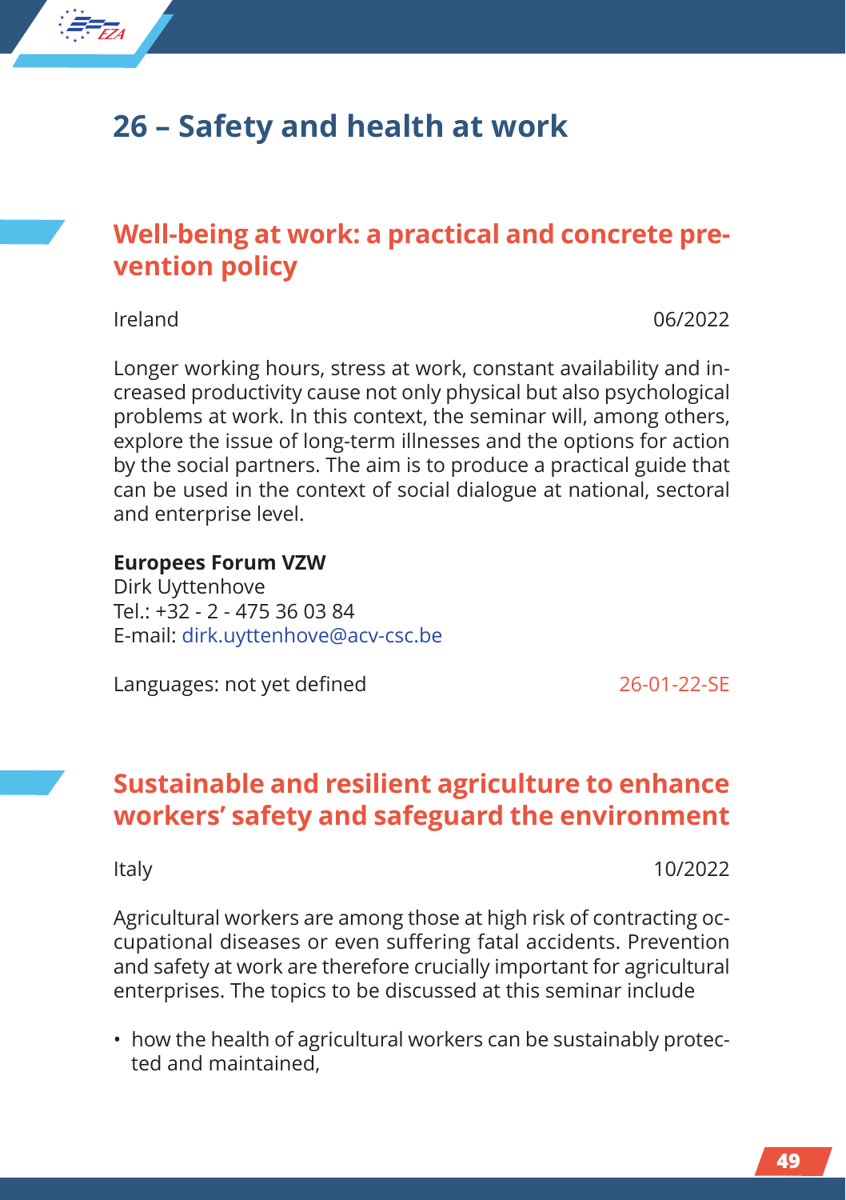# 26 – Safety and health at work

## Well-being at work: a practical and concrete prevention policy

Ireland 06/2022

Longer working hours, stress at work, constant availability and increased productivity cause not only physical but also psychological problems at work. In this context, the seminar will, among others, explore the issue of long-term illnesses and the options for action by the social partners. The aim is to produce a practical guide that can be used in the context of social dialogue at national, sectoral and enterprise level.

**Europees Forum VZW**
Dirk Uyttenhove
Tel.: +32 - 2 - 475 36 03 84
E-mail: dirk.uyttenhove@acv-csc.be

Languages: not yet defined 26-01-22-SE

## Sustainable and resilient agriculture to enhance workers' safety and safeguard the environment

Italy 10/2022

Agricultural workers are among those at high risk of contracting occupational diseases or even suffering fatal accidents. Prevention and safety at work are therefore crucially important for agricultural enterprises. The topics to be discussed at this seminar include

- how the health of agricultural workers can be sustainably protected and maintained,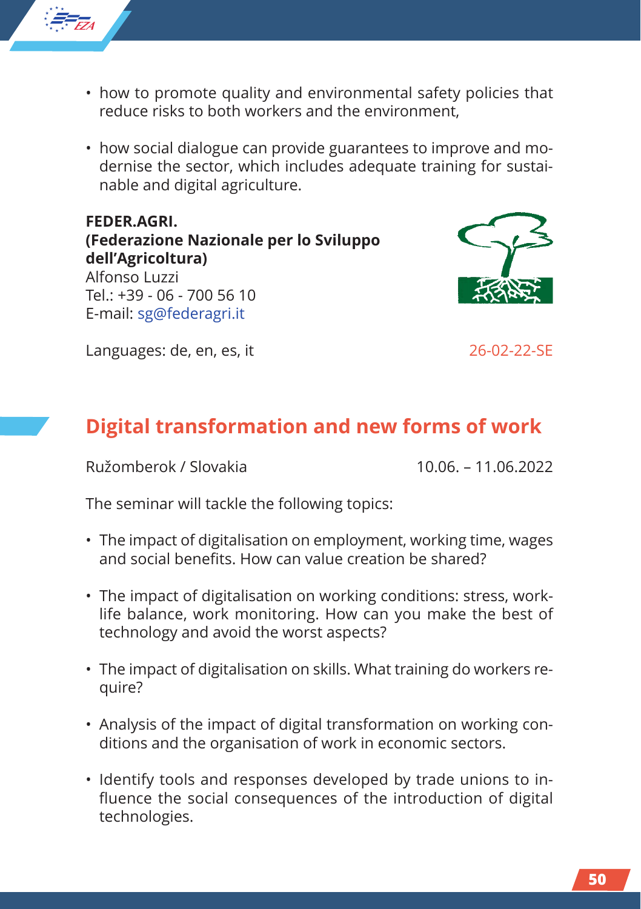- how to promote quality and environmental safety policies that reduce risks to both workers and the environment,
- how social dialogue can provide guarantees to improve and modernise the sector, which includes adequate training for sustainable and digital agriculture.

**FEDER.AGRI.**
**(Federazione Nazionale per lo Sviluppo dell'Agricoltura)**
Alfonso Luzzi
Tel.: +39 - 06 - 700 56 10
E-mail: sg@federagri.it

Languages: de, en, es, it

26-02-22-SE

## Digital transformation and new forms of work

Ružomberok / Slovakia

10.06. – 11.06.2022

The seminar will tackle the following topics:

- The impact of digitalisation on employment, working time, wages and social benefits. How can value creation be shared?
- The impact of digitalisation on working conditions: stress, work-life balance, work monitoring. How can you make the best of technology and avoid the worst aspects?
- The impact of digitalisation on skills. What training do workers require?
- Analysis of the impact of digital transformation on working conditions and the organisation of work in economic sectors.
- Identify tools and responses developed by trade unions to influence the social consequences of the introduction of digital technologies.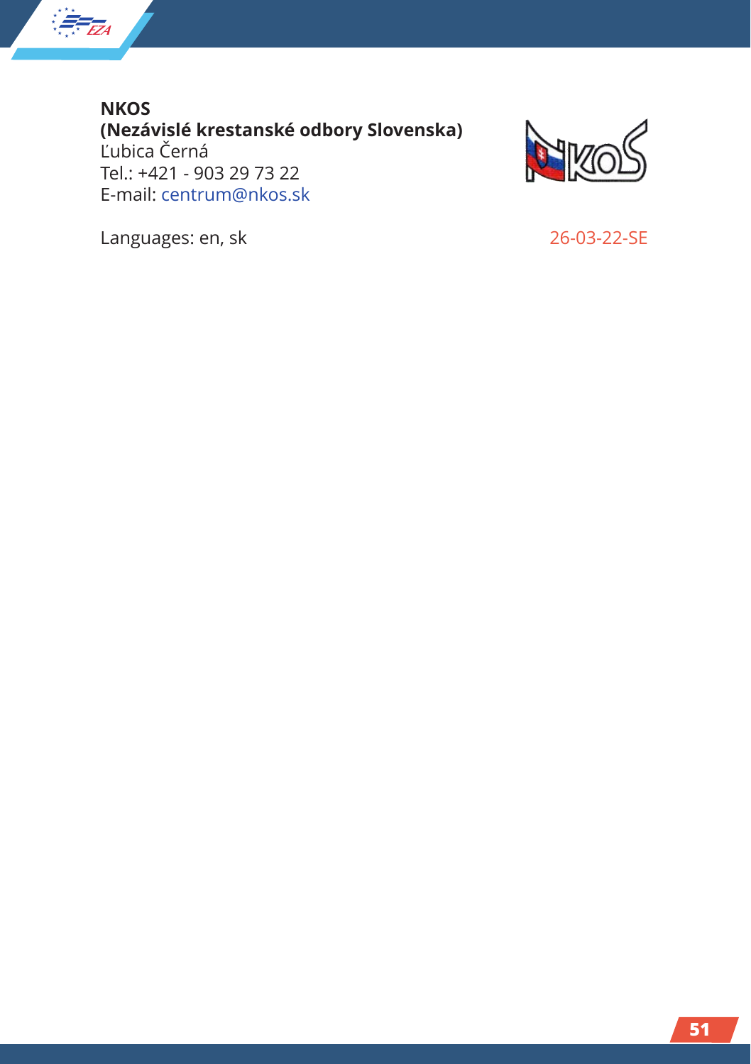**NKOS**
**(Nezávislé krestanské odbory Slovenska)**
Ľubica Černá
Tel.: +421 - 903 29 73 22
E-mail: centrum@nkos.sk

Languages: en, sk

26-03-22-SE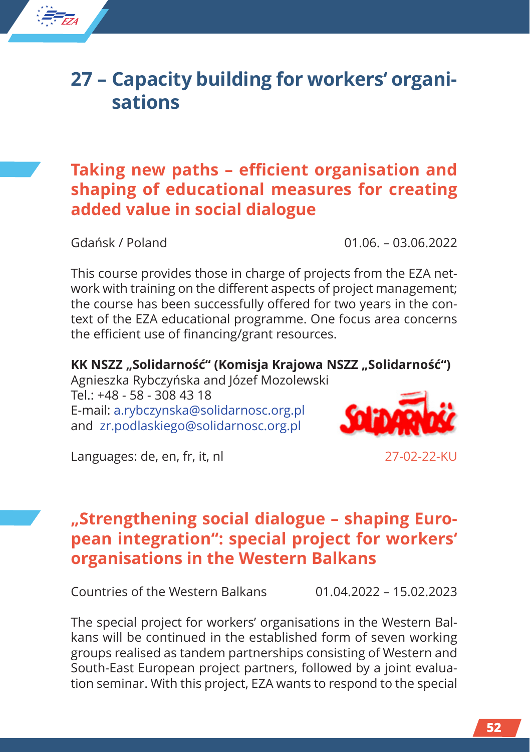# 27 – Capacity building for workers' organisations

## Taking new paths – efficient organisation and shaping of educational measures for creating added value in social dialogue

Gdańsk / Poland 01.06. – 03.06.2022

This course provides those in charge of projects from the EZA network with training on the different aspects of project management; the course has been successfully offered for two years in the context of the EZA educational programme. One focus area concerns the efficient use of financing/grant resources.

**KK NSZZ „Solidarność" (Komisja Krajowa NSZZ „Solidarność")**
Agnieszka Rybczyńska and Józef Mozolewski
Tel.: +48 - 58 - 308 43 18
E-mail: a.rybczynska@solidarnosc.org.pl
and zr.podlaskiego@solidarnosc.org.pl

Languages: de, en, fr, it, nl 27-02-22-KU

## „Strengthening social dialogue – shaping European integration": special project for workers' organisations in the Western Balkans

Countries of the Western Balkans 01.04.2022 – 15.02.2023

The special project for workers' organisations in the Western Balkans will be continued in the established form of seven working groups realised as tandem partnerships consisting of Western and South-East European project partners, followed by a joint evaluation seminar. With this project, EZA wants to respond to the special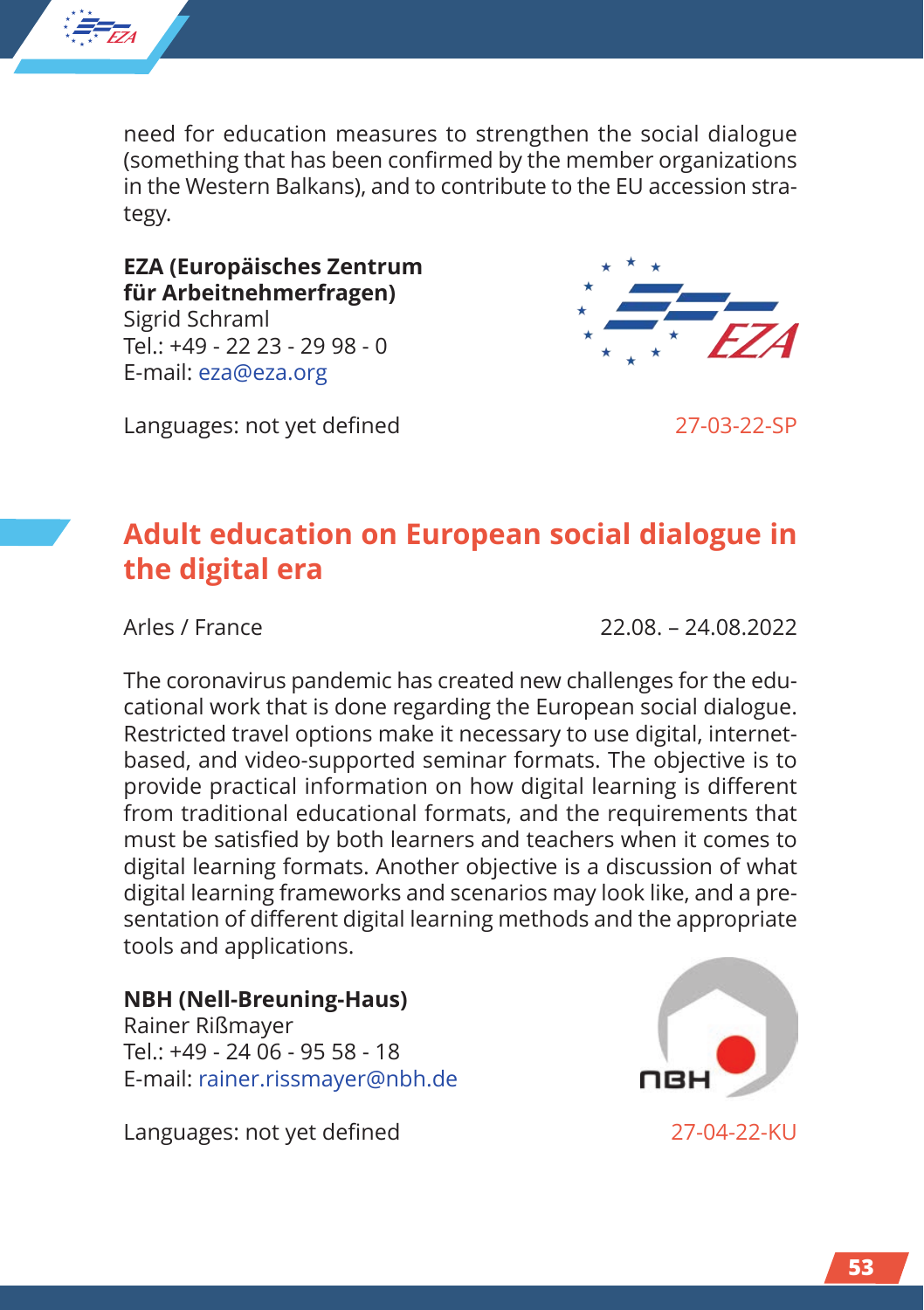need for education measures to strengthen the social dialogue (something that has been confirmed by the member organizations in the Western Balkans), and to contribute to the EU accession strategy.

**EZA (Europäisches Zentrum für Arbeitnehmerfragen)**
Sigrid Schraml
Tel.: +49 - 22 23 - 29 98 - 0
E-mail: eza@eza.org

Languages: not yet defined

27-03-22-SP

## Adult education on European social dialogue in the digital era

Arles / France

22.08. – 24.08.2022

The coronavirus pandemic has created new challenges for the educational work that is done regarding the European social dialogue. Restricted travel options make it necessary to use digital, internet-based, and video-supported seminar formats. The objective is to provide practical information on how digital learning is different from traditional educational formats, and the requirements that must be satisfied by both learners and teachers when it comes to digital learning formats. Another objective is a discussion of what digital learning frameworks and scenarios may look like, and a presentation of different digital learning methods and the appropriate tools and applications.

**NBH (Nell-Breuning-Haus)**
Rainer Rißmayer
Tel.: +49 - 24 06 - 95 58 - 18
E-mail: rainer.rissmayer@nbh.de

Languages: not yet defined

27-04-22-KU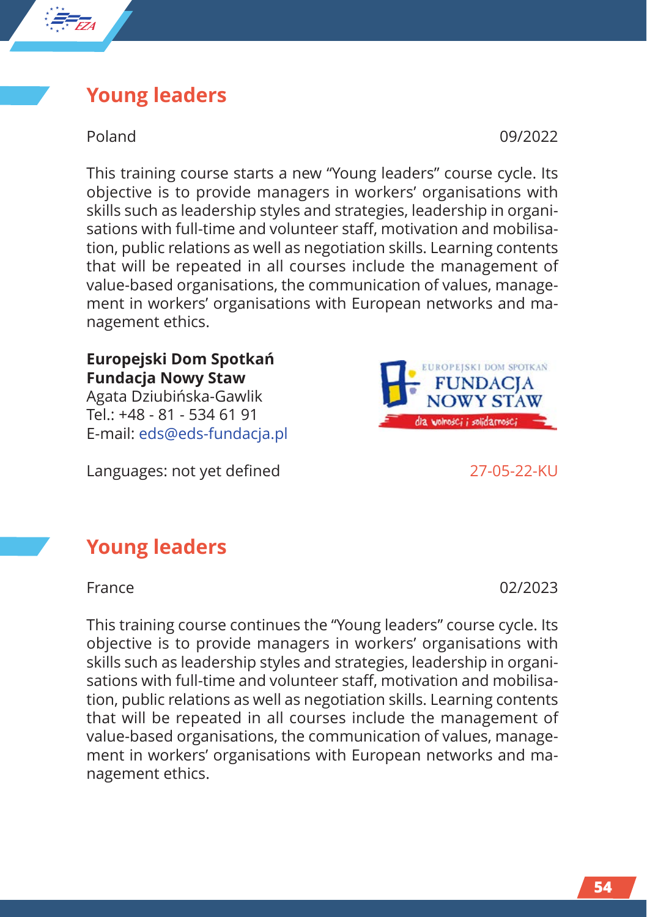## Young leaders

Poland 09/2022

This training course starts a new "Young leaders" course cycle. Its objective is to provide managers in workers' organisations with skills such as leadership styles and strategies, leadership in organisations with full-time and volunteer staff, motivation and mobilisation, public relations as well as negotiation skills. Learning contents that will be repeated in all courses include the management of value-based organisations, the communication of values, management in workers' organisations with European networks and management ethics.

**Europejski Dom Spotkań Fundacja Nowy Staw**
Agata Dziubińska-Gawlik
Tel.: +48 - 81 - 534 61 91
E-mail: eds@eds-fundacja.pl

Languages: not yet defined

27-05-22-KU

## Young leaders

France 02/2023

This training course continues the "Young leaders" course cycle. Its objective is to provide managers in workers' organisations with skills such as leadership styles and strategies, leadership in organisations with full-time and volunteer staff, motivation and mobilisation, public relations as well as negotiation skills. Learning contents that will be repeated in all courses include the management of value-based organisations, the communication of values, management in workers' organisations with European networks and management ethics.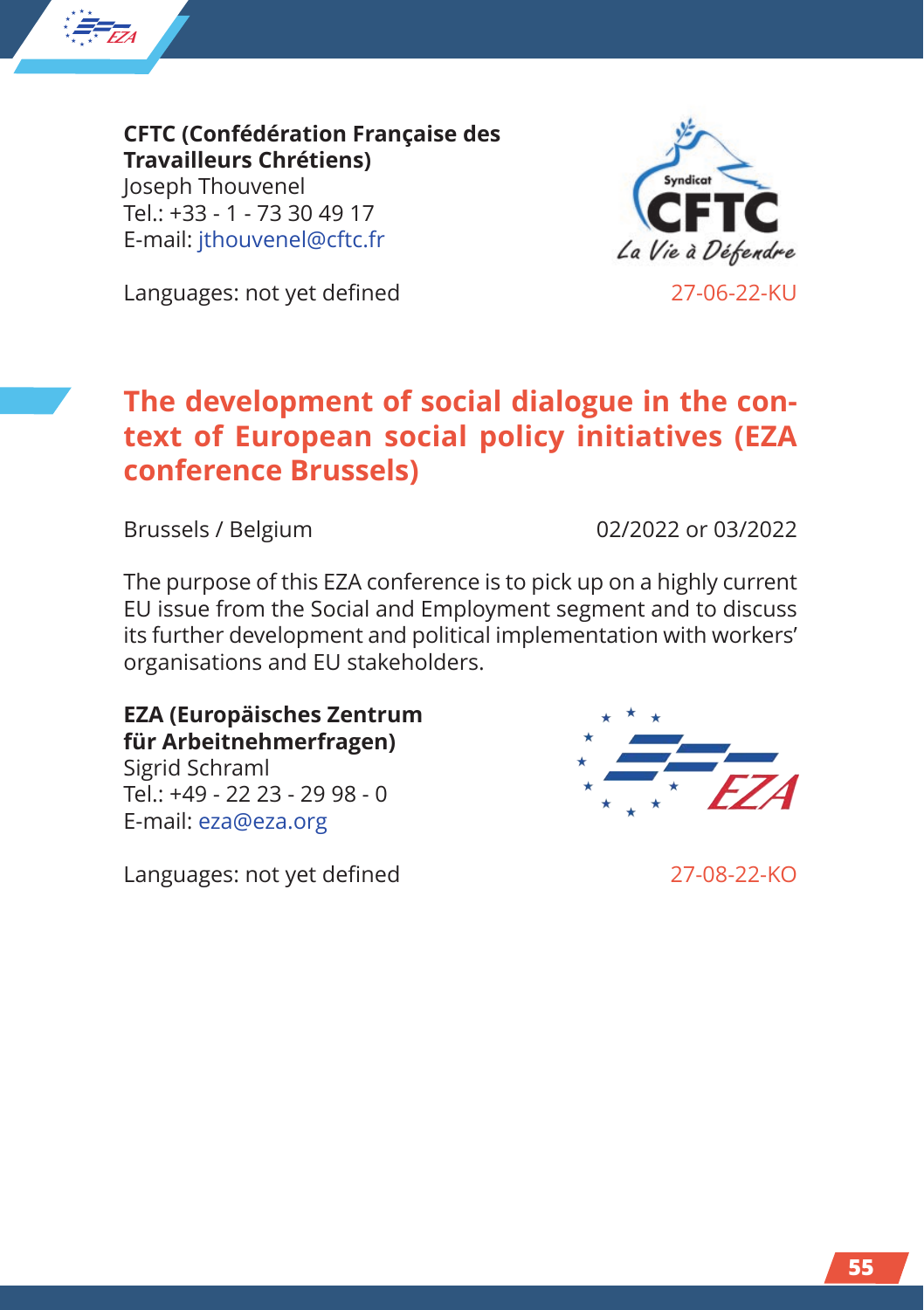**CFTC (Confédération Française des Travailleurs Chrétiens)**
Joseph Thouvenel
Tel.: +33 - 1 - 73 30 49 17
E-mail: jthouvenel@cftc.fr

Languages: not yet defined

27-06-22-KU

## The development of social dialogue in the context of European social policy initiatives (EZA conference Brussels)

Brussels / Belgium

02/2022 or 03/2022

The purpose of this EZA conference is to pick up on a highly current EU issue from the Social and Employment segment and to discuss its further development and political implementation with workers' organisations and EU stakeholders.

**EZA (Europäisches Zentrum für Arbeitnehmerfragen)**
Sigrid Schraml
Tel.: +49 - 22 23 - 29 98 - 0
E-mail: eza@eza.org

Languages: not yet defined

27-08-22-KO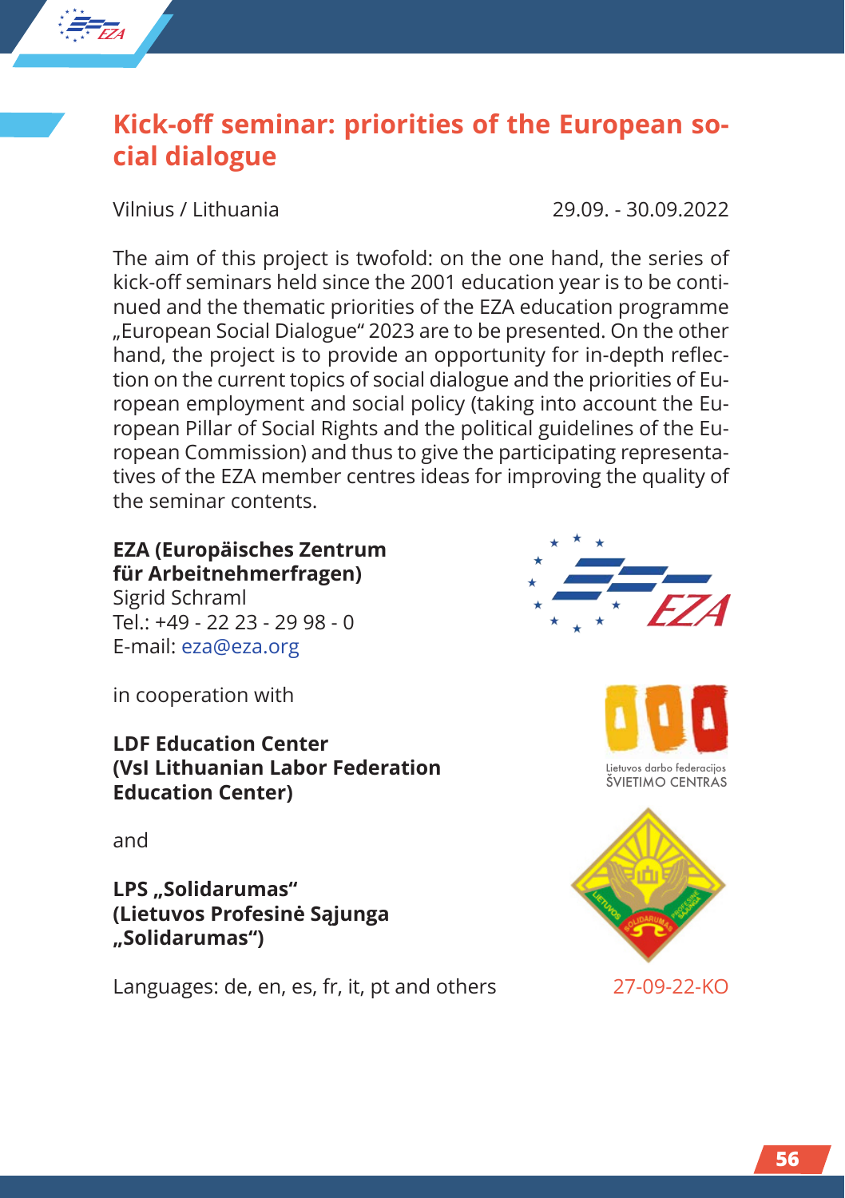## Kick-off seminar: priorities of the European social dialogue

Vilnius / Lithuania 29.09. - 30.09.2022

The aim of this project is twofold: on the one hand, the series of kick-off seminars held since the 2001 education year is to be continued and the thematic priorities of the EZA education programme „European Social Dialogue" 2023 are to be presented. On the other hand, the project is to provide an opportunity for in-depth reflection on the current topics of social dialogue and the priorities of European employment and social policy (taking into account the European Pillar of Social Rights and the political guidelines of the European Commission) and thus to give the participating representatives of the EZA member centres ideas for improving the quality of the seminar contents.

**EZA (Europäisches Zentrum für Arbeitnehmerfragen)**
Sigrid Schraml
Tel.: +49 - 22 23 - 29 98 - 0
E-mail: eza@eza.org

in cooperation with

**LDF Education Center (VsI Lithuanian Labor Federation Education Center)**

and

**LPS „Solidarumas" (Lietuvos Profesinė Sąjunga „Solidarumas")**

Languages: de, en, es, fr, it, pt and others

27-09-22-KO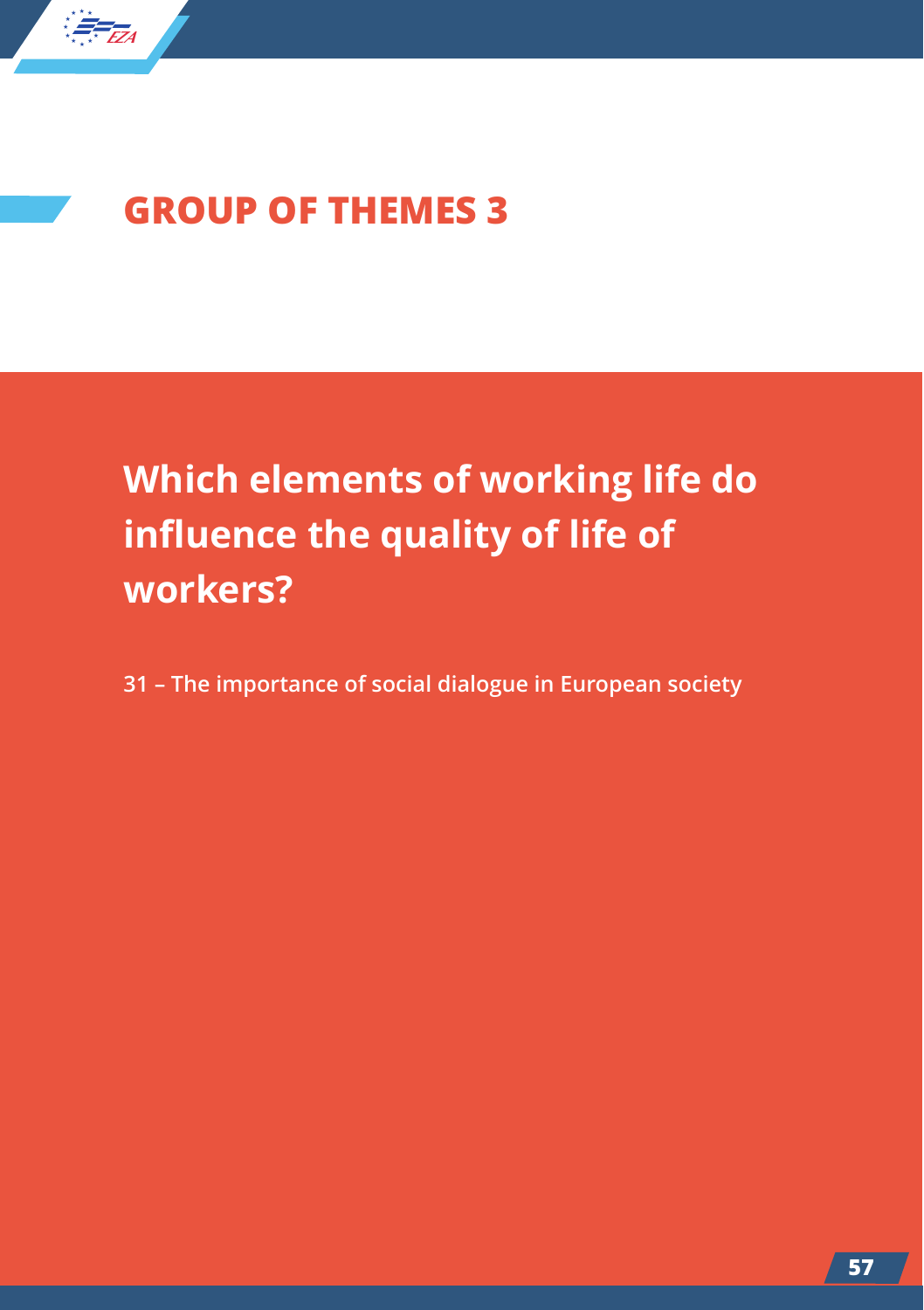# GROUP OF THEMES 3

## Which elements of working life do influence the quality of life of workers?

**31 – The importance of social dialogue in European society**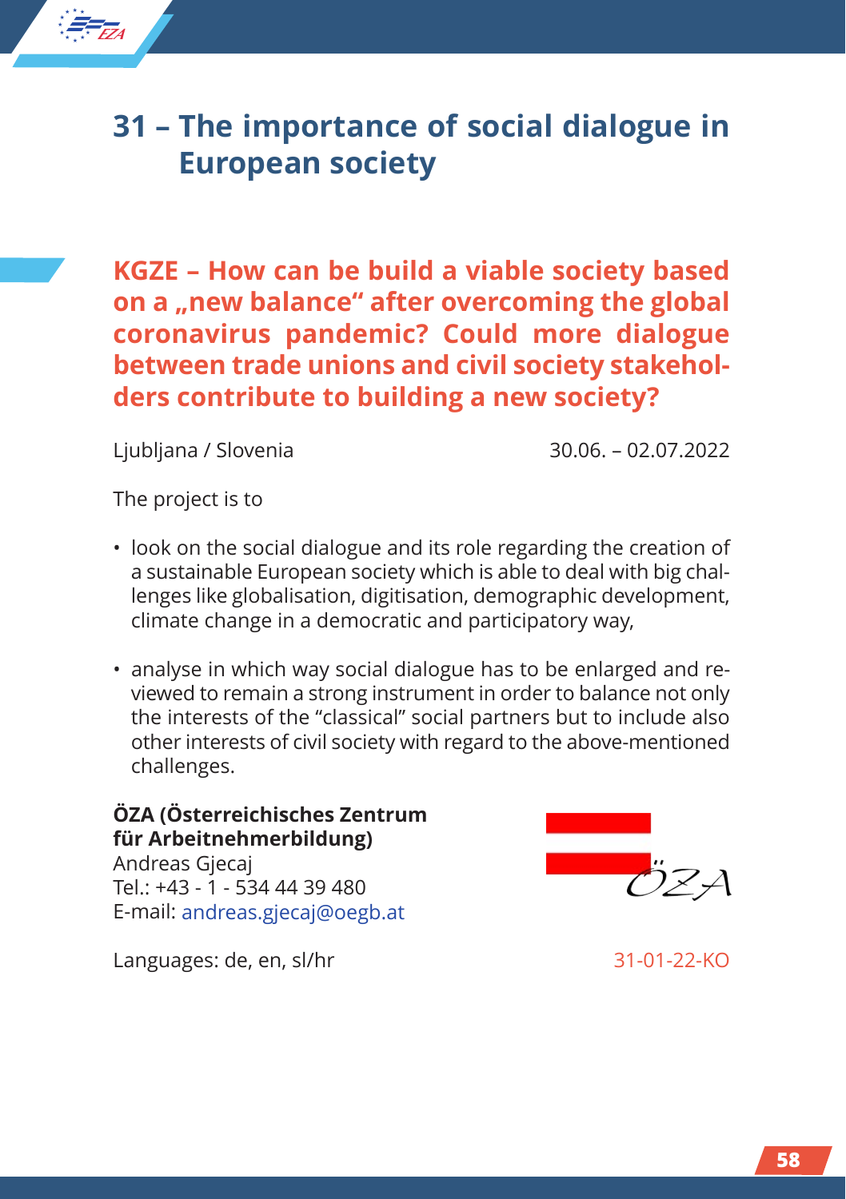# 31 – The importance of social dialogue in European society

## KGZE – How can be build a viable society based on a „new balance" after overcoming the global coronavirus pandemic? Could more dialogue between trade unions and civil society stakeholders contribute to building a new society?

Ljubljana / Slovenia 30.06. – 02.07.2022

The project is to

- look on the social dialogue and its role regarding the creation of a sustainable European society which is able to deal with big challenges like globalisation, digitisation, demographic development, climate change in a democratic and participatory way,
- analyse in which way social dialogue has to be enlarged and reviewed to remain a strong instrument in order to balance not only the interests of the "classical" social partners but to include also other interests of civil society with regard to the above-mentioned challenges.

**ÖZA (Österreichisches Zentrum für Arbeitnehmerbildung)**
Andreas Gjecaj
Tel.: +43 - 1 - 534 44 39 480
E-mail: andreas.gjecaj@oegb.at

Languages: de, en, sl/hr

31-01-22-KO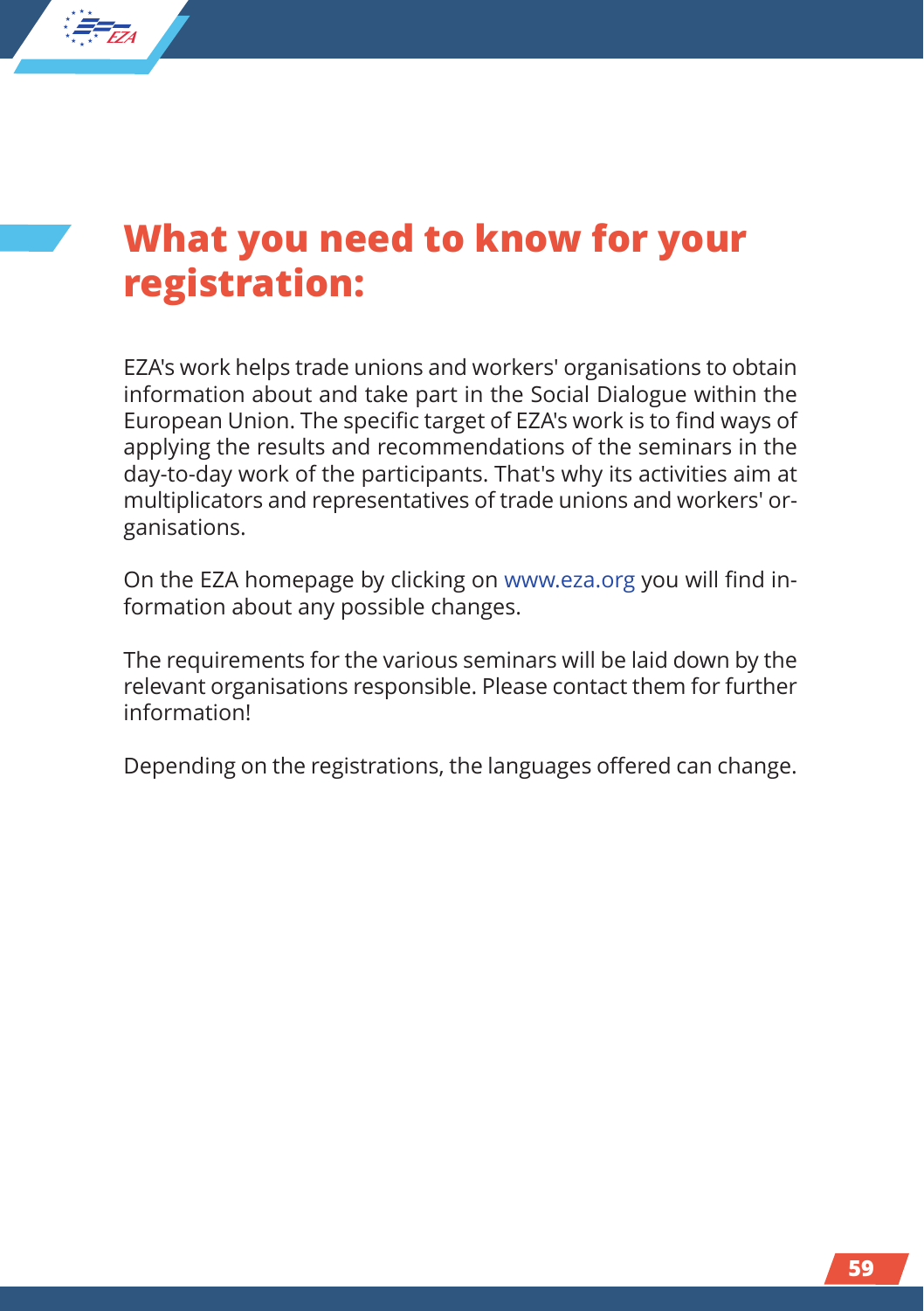# What you need to know for your registration:

EZA's work helps trade unions and workers' organisations to obtain information about and take part in the Social Dialogue within the European Union. The specific target of EZA's work is to find ways of applying the results and recommendations of the seminars in the day-to-day work of the participants. That's why its activities aim at multiplicators and representatives of trade unions and workers' organisations.

On the EZA homepage by clicking on www.eza.org you will find information about any possible changes.

The requirements for the various seminars will be laid down by the relevant organisations responsible. Please contact them for further information!

Depending on the registrations, the languages offered can change.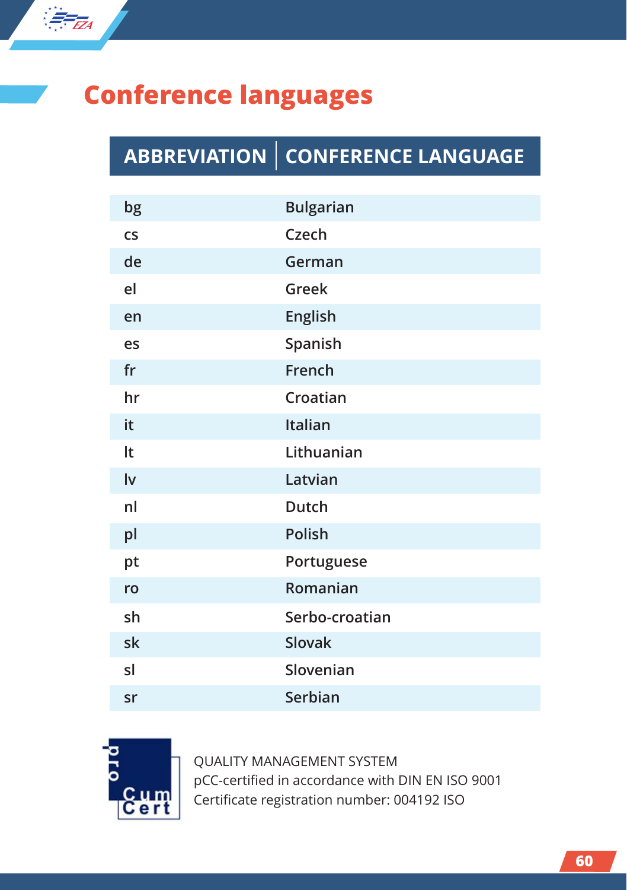# Conference languages

| ABBREVIATION | CONFERENCE LANGUAGE |
|---|---|
| bg | Bulgarian |
| cs | Czech |
| de | German |
| el | Greek |
| en | English |
| es | Spanish |
| fr | French |
| hr | Croatian |
| it | Italian |
| lt | Lithuanian |
| lv | Latvian |
| nl | Dutch |
| pl | Polish |
| pt | Portuguese |
| ro | Romanian |
| sh | Serbo-croatian |
| sk | Slovak |
| sl | Slovenian |
| sr | Serbian |

QUALITY MANAGEMENT SYSTEM
pCC-certified in accordance with DIN EN ISO 9001
Certificate registration number: 004192 ISO